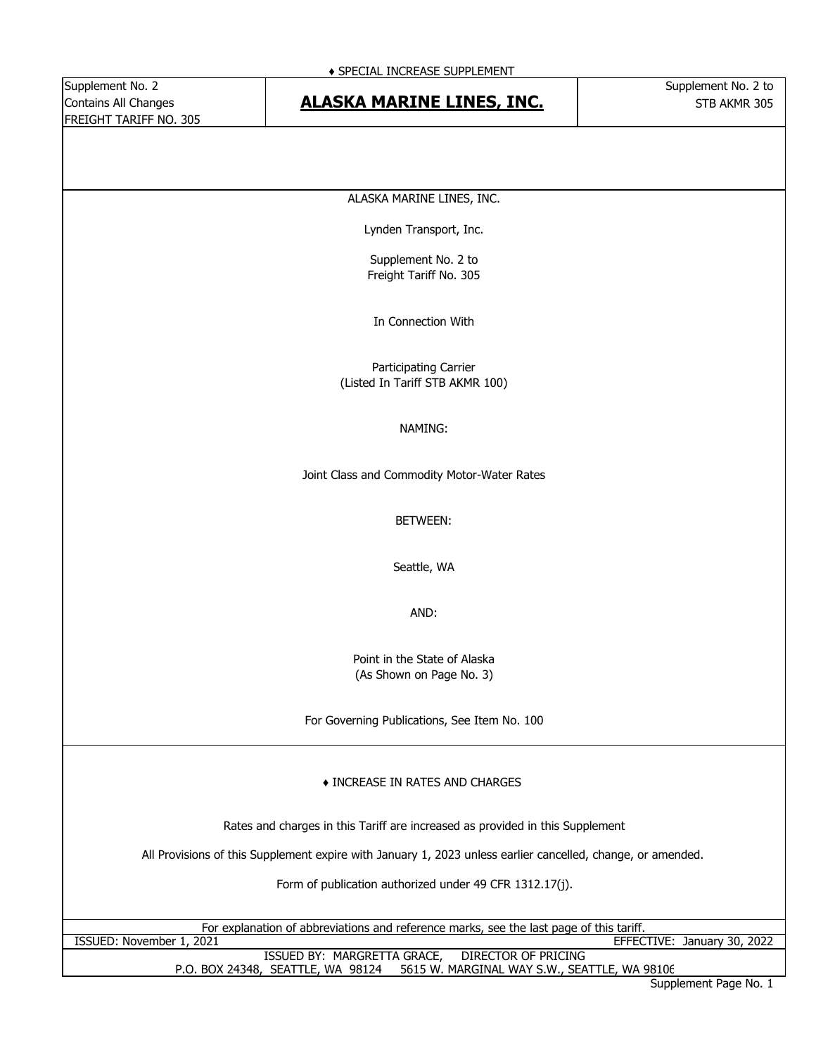♦ SPECIAL INCREASE SUPPLEMENT

| Supplement No. 2<br>Contains All Changes<br>FREIGHT TARIFF NO. 305 | **ALASKA MARINE LINES, INC.** | Supplement No. 2 to<br>STB AKMR 305 |
|---|---|---|

ALASKA MARINE LINES, INC.

Lynden Transport, Inc.

Supplement No. 2 to
Freight Tariff No. 305

In Connection With

Participating Carrier
(Listed In Tariff STB AKMR 100)

NAMING:

Joint Class and Commodity Motor-Water Rates

BETWEEN:

Seattle, WA

AND:

Point in the State of Alaska
(As Shown on Page No. 3)

For Governing Publications, See Item No. 100

♦ INCREASE IN RATES AND CHARGES

Rates and charges in this Tariff are increased as provided in this Supplement

All Provisions of this Supplement expire with January 1, 2023 unless earlier cancelled, change, or amended.

Form of publication authorized under 49 CFR 1312.17(j).

For explanation of abbreviations and reference marks, see the last page of this tariff.

ISSUED: November 1, 2021 EFFECTIVE: January 30, 2022

ISSUED BY: MARGRETTA GRACE, DIRECTOR OF PRICING
P.O. BOX 24348, SEATTLE, WA 98124 5615 W. MARGINAL WAY S.W., SEATTLE, WA 98106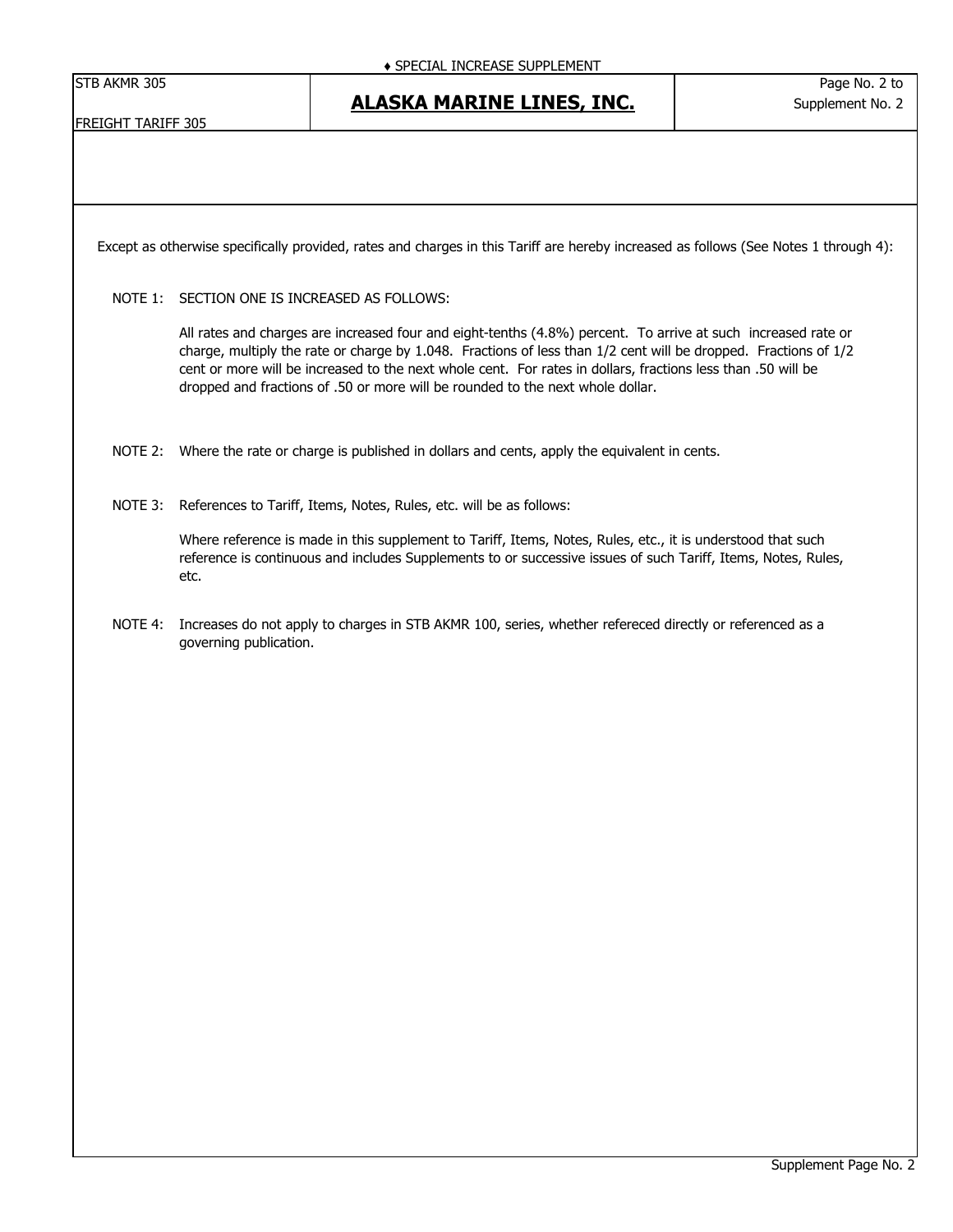♦ SPECIAL INCREASE SUPPLEMENT

STB AKMR 305

FREIGHT TARIFF 305

# ALASKA MARINE LINES, INC.

Page No. 2 to Supplement No. 2

Except as otherwise specifically provided, rates and charges in this Tariff are hereby increased as follows (See Notes 1 through 4):

NOTE 1: SECTION ONE IS INCREASED AS FOLLOWS:

All rates and charges are increased four and eight-tenths (4.8%) percent. To arrive at such increased rate or charge, multiply the rate or charge by 1.048. Fractions of less than 1/2 cent will be dropped. Fractions of 1/2 cent or more will be increased to the next whole cent. For rates in dollars, fractions less than .50 will be dropped and fractions of .50 or more will be rounded to the next whole dollar.

NOTE 2: Where the rate or charge is published in dollars and cents, apply the equivalent in cents.

NOTE 3: References to Tariff, Items, Notes, Rules, etc. will be as follows:

Where reference is made in this supplement to Tariff, Items, Notes, Rules, etc., it is understood that such reference is continuous and includes Supplements to or successive issues of such Tariff, Items, Notes, Rules, etc.

NOTE 4: Increases do not apply to charges in STB AKMR 100, series, whether refereced directly or referenced as a governing publication.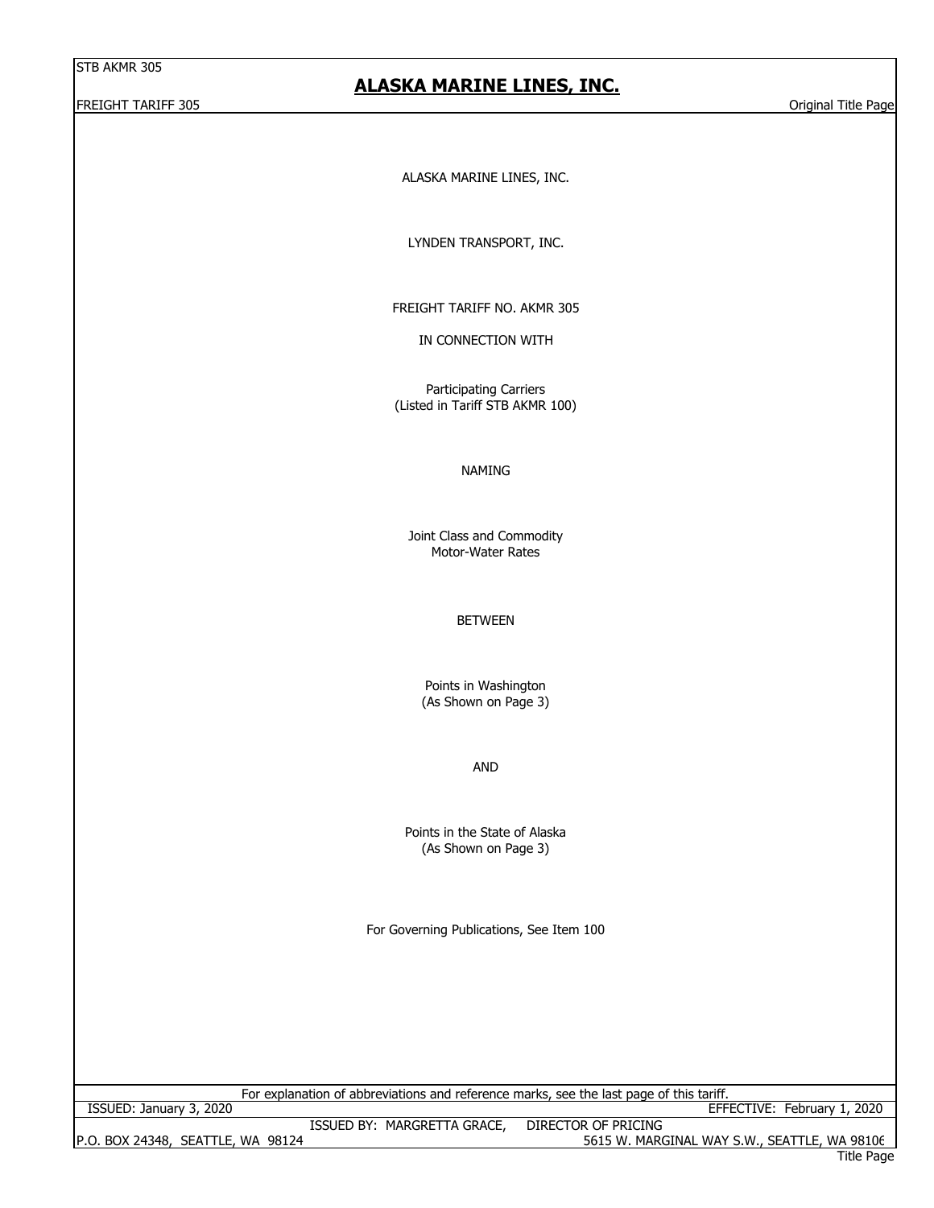STB AKMR 305

# ALASKA MARINE LINES, INC.

FREIGHT TARIFF 305 — Original Title Page

ALASKA MARINE LINES, INC.

LYNDEN TRANSPORT, INC.

FREIGHT TARIFF NO. AKMR 305

IN CONNECTION WITH

Participating Carriers
(Listed in Tariff STB AKMR 100)

NAMING

Joint Class and Commodity
Motor-Water Rates

BETWEEN

Points in Washington
(As Shown on Page 3)

AND

Points in the State of Alaska
(As Shown on Page 3)

For Governing Publications, See Item 100

For explanation of abbreviations and reference marks, see the last page of this tariff.

ISSUED: January 3, 2020 — EFFECTIVE: February 1, 2020

ISSUED BY: MARGRETTA GRACE, DIRECTOR OF PRICING

P.O. BOX 24348, SEATTLE, WA 98124 — 5615 W. MARGINAL WAY S.W., SEATTLE, WA 98106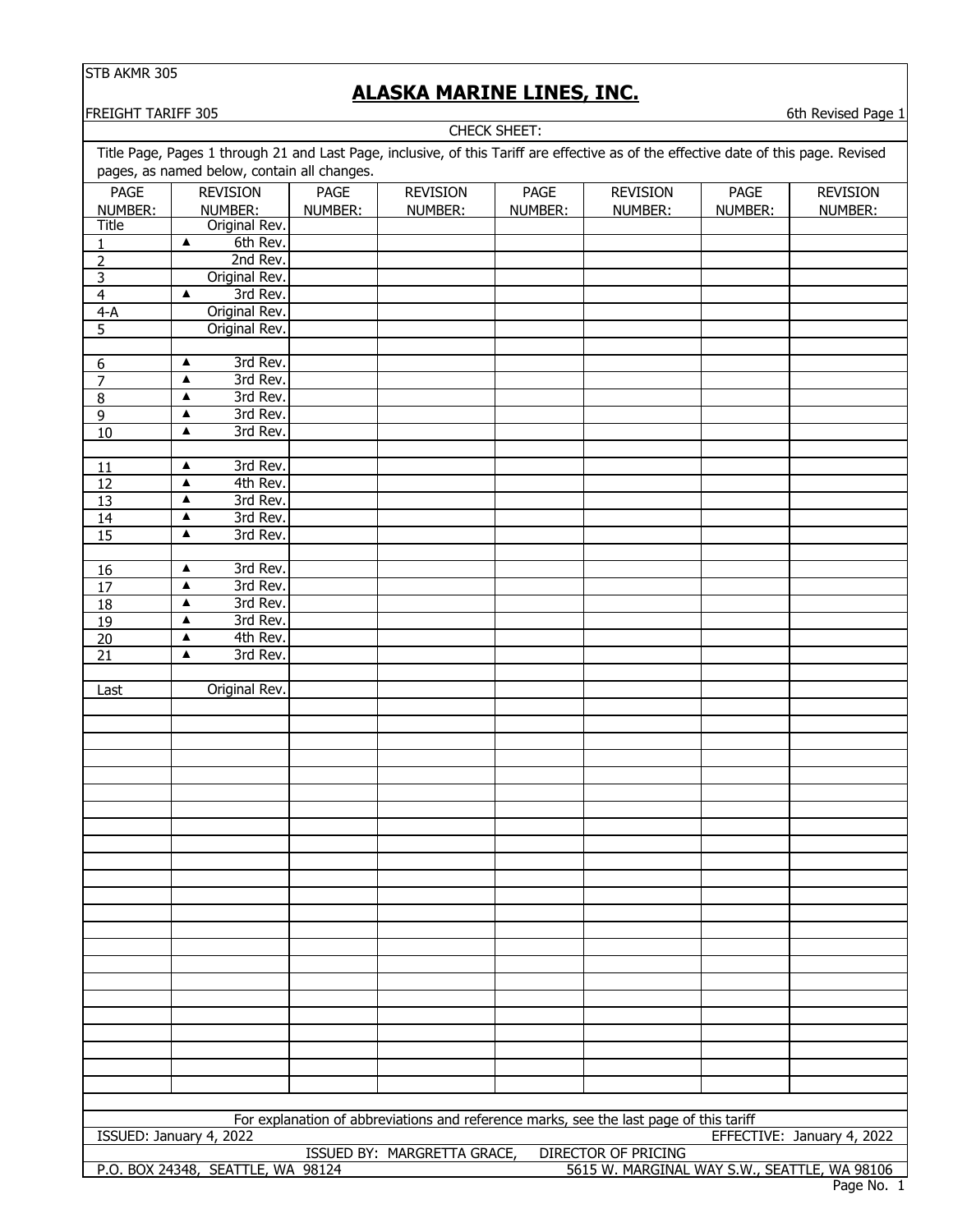STB AKMR 305

# ALASKA MARINE LINES, INC.

FREIGHT TARIFF 305

6th Revised Page 1

CHECK SHEET:

Title Page, Pages 1 through 21 and Last Page, inclusive, of this Tariff are effective as of the effective date of this page. Revised pages, as named below, contain all changes.

| PAGE NUMBER: | REVISION NUMBER: | PAGE NUMBER: | REVISION NUMBER: | PAGE NUMBER: | REVISION NUMBER: | PAGE NUMBER: | REVISION NUMBER: |
|---|---|---|---|---|---|---|---|
| Title | Original Rev. | | | | | | |
| 1 | ▲ 6th Rev. | | | | | | |
| 2 | 2nd Rev. | | | | | | |
| 3 | Original Rev. | | | | | | |
| 4 | ▲ 3rd Rev. | | | | | | |
| 4-A | Original Rev. | | | | | | |
| 5 | Original Rev. | | | | | | |
| | | | | | | | |
| 6 | ▲ 3rd Rev. | | | | | | |
| 7 | ▲ 3rd Rev. | | | | | | |
| 8 | ▲ 3rd Rev. | | | | | | |
| 9 | ▲ 3rd Rev. | | | | | | |
| 10 | ▲ 3rd Rev. | | | | | | |
| | | | | | | | |
| 11 | ▲ 3rd Rev. | | | | | | |
| 12 | ▲ 4th Rev. | | | | | | |
| 13 | ▲ 3rd Rev. | | | | | | |
| 14 | ▲ 3rd Rev. | | | | | | |
| 15 | ▲ 3rd Rev. | | | | | | |
| | | | | | | | |
| 16 | ▲ 3rd Rev. | | | | | | |
| 17 | ▲ 3rd Rev. | | | | | | |
| 18 | ▲ 3rd Rev. | | | | | | |
| 19 | ▲ 3rd Rev. | | | | | | |
| 20 | ▲ 4th Rev. | | | | | | |
| 21 | ▲ 3rd Rev. | | | | | | |
| | | | | | | | |
| Last | Original Rev. | | | | | | |

For explanation of abbreviations and reference marks, see the last page of this tariff

ISSUED: January 4, 2022

EFFECTIVE: January 4, 2022

ISSUED BY: MARGRETTA GRACE, DIRECTOR OF PRICING

P.O. BOX 24348, SEATTLE, WA 98124

5615 W. MARGINAL WAY S.W., SEATTLE, WA 98106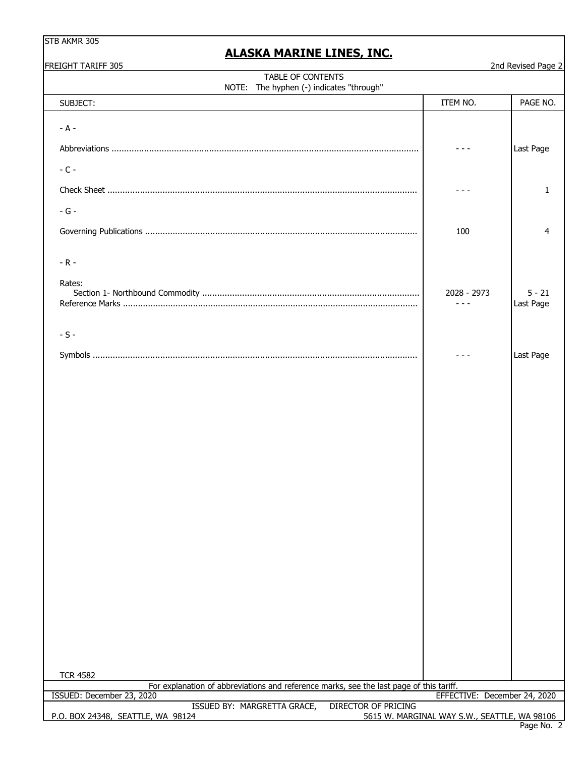# ALASKA MARINE LINES, INC.

FREIGHT TARIFF 305

2nd Revised Page 2

## TABLE OF CONTENTS

NOTE: The hyphen (-) indicates "through"

| SUBJECT: | ITEM NO. | PAGE NO. |
|---|---|---|
| - A - | | |
| Abbreviations | - - - | Last Page |
| - C - | | |
| Check Sheet | - - - | 1 |
| - G - | | |
| Governing Publications | 100 | 4 |
| - R - | | |
| Rates: | | |
| Section 1- Northbound Commodity | 2028 - 2973 | 5 - 21 |
| Reference Marks | - - - | Last Page |
| - S - | | |
| Symbols | - - - | Last Page |

TCR 4582

For explanation of abbreviations and reference marks, see the last page of this tariff.

ISSUED: December 23, 2020

EFFECTIVE: December 24, 2020

ISSUED BY: MARGRETTA GRACE, DIRECTOR OF PRICING

P.O. BOX 24348, SEATTLE, WA 98124

5615 W. MARGINAL WAY S.W., SEATTLE, WA 98106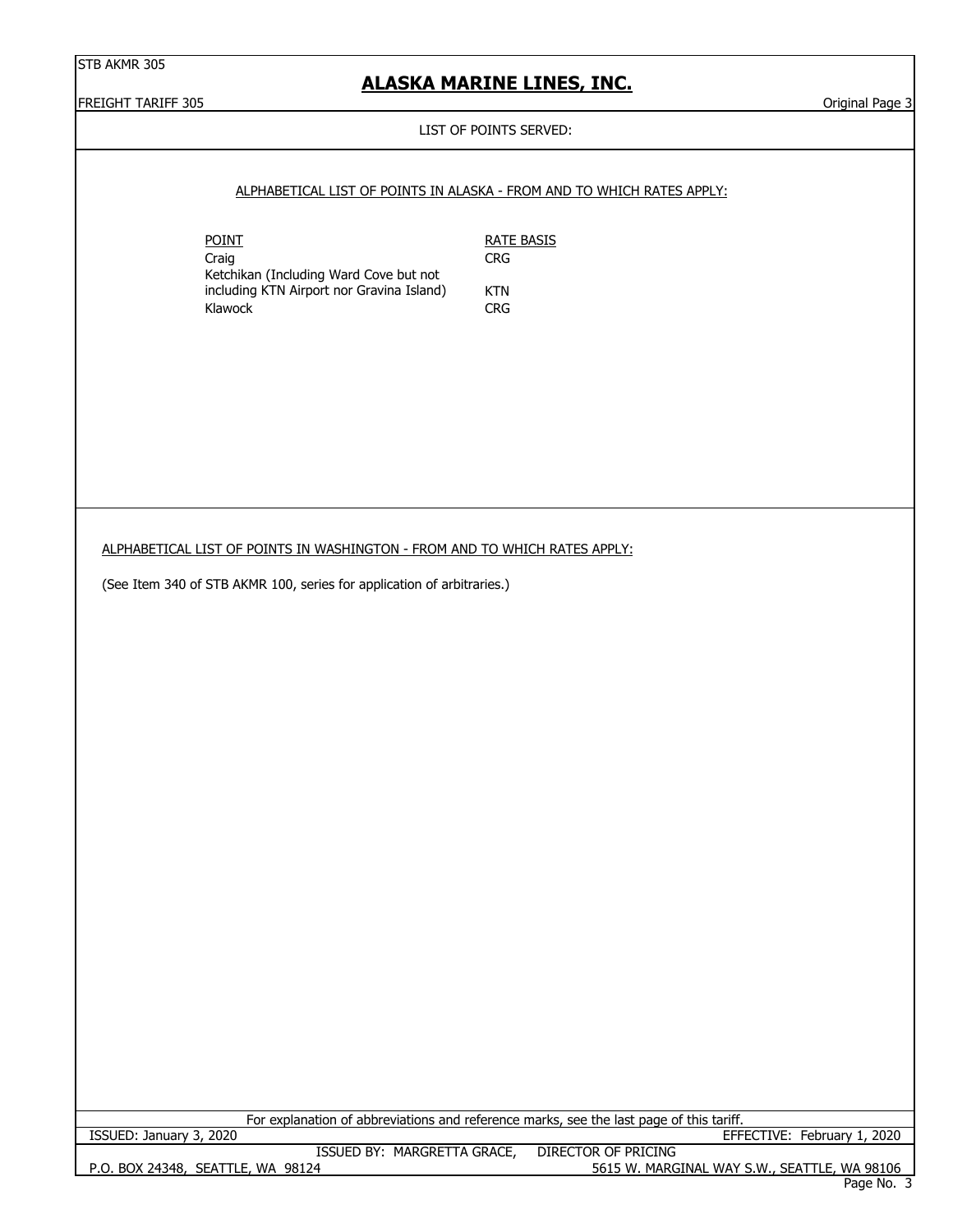# ALASKA MARINE LINES, INC.

LIST OF POINTS SERVED:

ALPHABETICAL LIST OF POINTS IN ALASKA - FROM AND TO WHICH RATES APPLY:

| POINT | RATE BASIS |
| --- | --- |
| Craig | CRG |
| Ketchikan (Including Ward Cove but not including KTN Airport nor Gravina Island) | KTN |
| Klawock | CRG |

ALPHABETICAL LIST OF POINTS IN WASHINGTON - FROM AND TO WHICH RATES APPLY:

(See Item 340 of STB AKMR 100, series for application of arbitraries.)

For explanation of abbreviations and reference marks, see the last page of this tariff.

ISSUED: January 3, 2020 EFFECTIVE: February 1, 2020

ISSUED BY: MARGRETTA GRACE, DIRECTOR OF PRICING

P.O. BOX 24348, SEATTLE, WA 98124 5615 W. MARGINAL WAY S.W., SEATTLE, WA 98106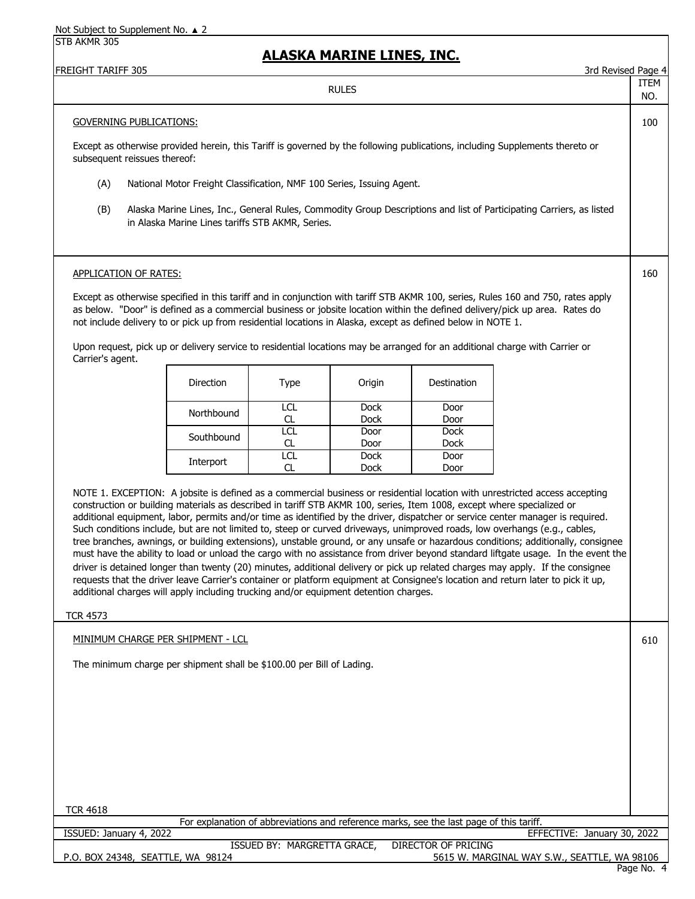Not Subject to Supplement No. ▲ 2

STB AKMR 305

# ALASKA MARINE LINES, INC.

FREIGHT TARIFF 305 — 3rd Revised Page 4

RULES — ITEM NO.

## GOVERNING PUBLICATIONS: (Item 100)

Except as otherwise provided herein, this Tariff is governed by the following publications, including Supplements thereto or subsequent reissues thereof:

(A) National Motor Freight Classification, NMF 100 Series, Issuing Agent.

(B) Alaska Marine Lines, Inc., General Rules, Commodity Group Descriptions and list of Participating Carriers, as listed in Alaska Marine Lines tariffs STB AKMR, Series.

## APPLICATION OF RATES: (Item 160)

Except as otherwise specified in this tariff and in conjunction with tariff STB AKMR 100, series, Rules 160 and 750, rates apply as below. "Door" is defined as a commercial business or jobsite location within the defined delivery/pick up area. Rates do not include delivery to or pick up from residential locations in Alaska, except as defined below in NOTE 1.

Upon request, pick up or delivery service to residential locations may be arranged for an additional charge with Carrier or Carrier's agent.

| Direction | Type | Origin | Destination |
|---|---|---|---|
| Northbound | LCL | Dock | Door |
| | CL | Dock | Door |
| Southbound | LCL | Door | Dock |
| | CL | Door | Dock |
| Interport | LCL | Dock | Door |
| | CL | Dock | Door |

NOTE 1. EXCEPTION: A jobsite is defined as a commercial business or residential location with unrestricted access accepting construction or building materials as described in tariff STB AKMR 100, series, Item 1008, except where specialized or additional equipment, labor, permits and/or time as identified by the driver, dispatcher or service center manager is required. Such conditions include, but are not limited to, steep or curved driveways, unimproved roads, low overhangs (e.g., cables, tree branches, awnings, or building extensions), unstable ground, or any unsafe or hazardous conditions; additionally, consignee must have the ability to load or unload the cargo with no assistance from driver beyond standard liftgate usage. In the event the driver is detained longer than twenty (20) minutes, additional delivery or pick up related charges may apply. If the consignee requests that the driver leave Carrier's container or platform equipment at Consignee's location and return later to pick it up, additional charges will apply including trucking and/or equipment detention charges.

TCR 4573

## MINIMUM CHARGE PER SHIPMENT - LCL (Item 610)

The minimum charge per shipment shall be $100.00 per Bill of Lading.

TCR 4618

For explanation of abbreviations and reference marks, see the last page of this tariff.

ISSUED: January 4, 2022 — EFFECTIVE: January 30, 2022

ISSUED BY: MARGRETTA GRACE, DIRECTOR OF PRICING

P.O. BOX 24348, SEATTLE, WA 98124 — 5615 W. MARGINAL WAY S.W., SEATTLE, WA 98106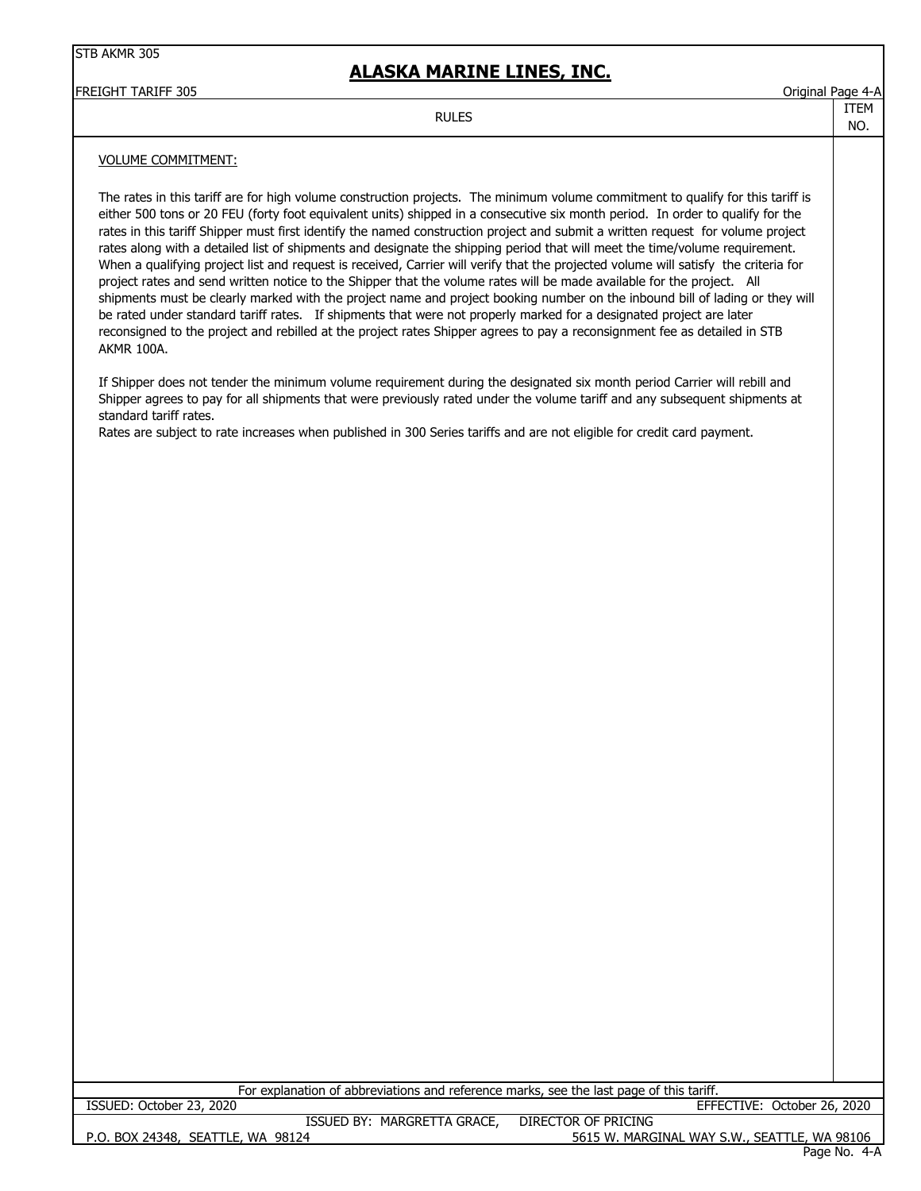RULES

## VOLUME COMMITMENT:

The rates in this tariff are for high volume construction projects. The minimum volume commitment to qualify for this tariff is either 500 tons or 20 FEU (forty foot equivalent units) shipped in a consecutive six month period. In order to qualify for the rates in this tariff Shipper must first identify the named construction project and submit a written request for volume project rates along with a detailed list of shipments and designate the shipping period that will meet the time/volume requirement. When a qualifying project list and request is received, Carrier will verify that the projected volume will satisfy the criteria for project rates and send written notice to the Shipper that the volume rates will be made available for the project. All shipments must be clearly marked with the project name and project booking number on the inbound bill of lading or they will be rated under standard tariff rates. If shipments that were not properly marked for a designated project are later reconsigned to the project and rebilled at the project rates Shipper agrees to pay a reconsignment fee as detailed in STB AKMR 100A.

If Shipper does not tender the minimum volume requirement during the designated six month period Carrier will rebill and Shipper agrees to pay for all shipments that were previously rated under the volume tariff and any subsequent shipments at standard tariff rates.
Rates are subject to rate increases when published in 300 Series tariffs and are not eligible for credit card payment.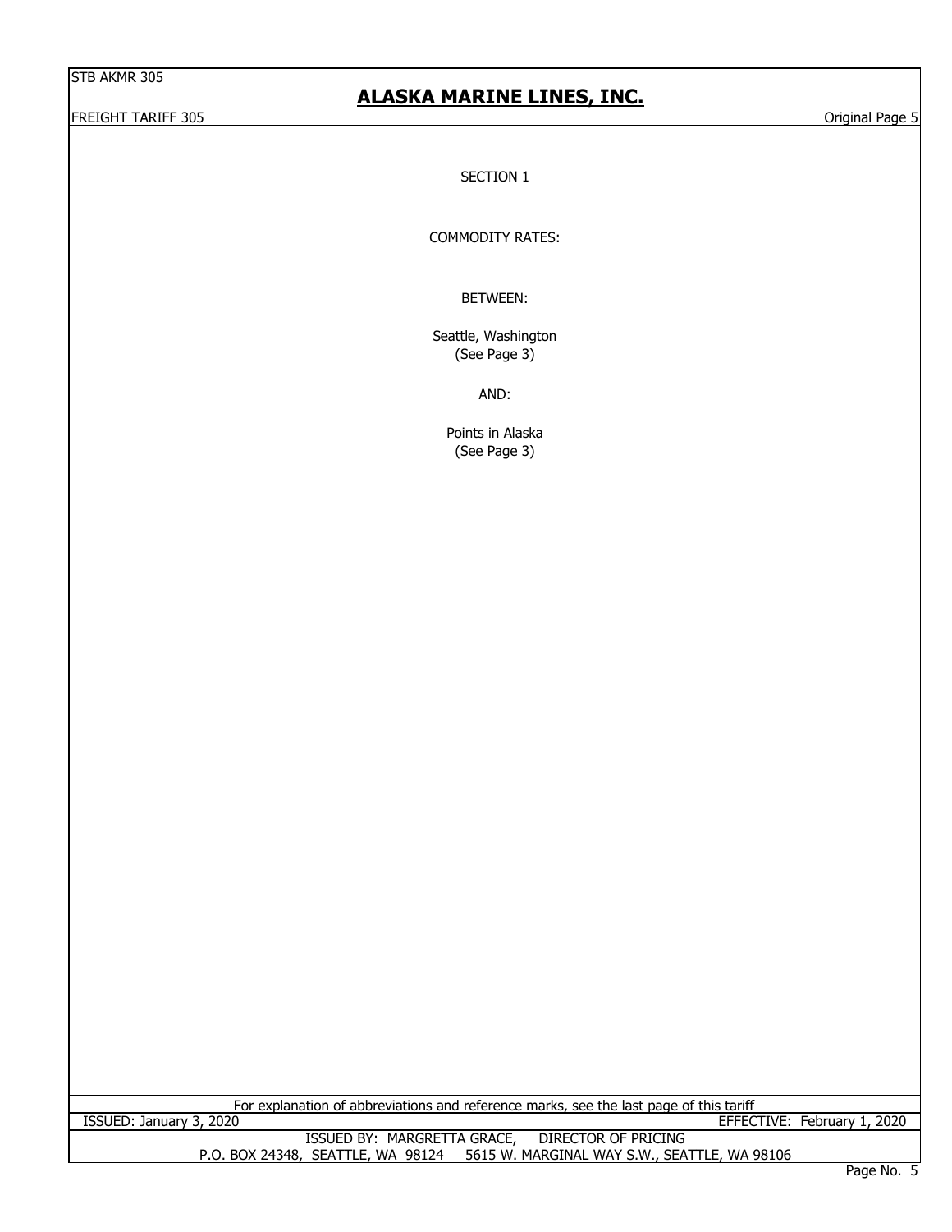SECTION 1

COMMODITY RATES:

BETWEEN:

Seattle, Washington
(See Page 3)

AND:

Points in Alaska
(See Page 3)

For explanation of abbreviations and reference marks, see the last page of this tariff

ISSUED: January 3, 2020 EFFECTIVE: February 1, 2020

ISSUED BY: MARGRETTA GRACE, DIRECTOR OF PRICING
P.O. BOX 24348, SEATTLE, WA 98124 5615 W. MARGINAL WAY S.W., SEATTLE, WA 98106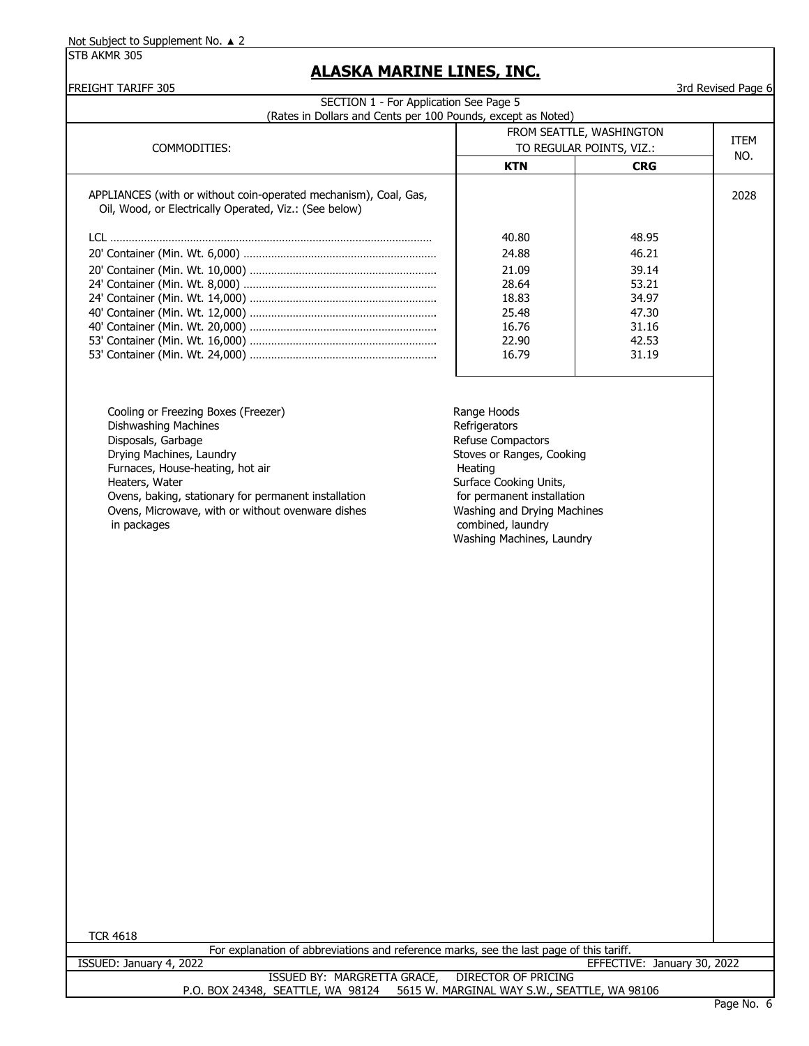Not Subject to Supplement No. ▲ 2

STB AKMR 305

# ALASKA MARINE LINES, INC.

FREIGHT TARIFF 305 — 3rd Revised Page 6

SECTION 1 - For Application See Page 5
(Rates in Dollars and Cents per 100 Pounds, except as Noted)

| COMMODITIES: | FROM SEATTLE, WASHINGTON TO REGULAR POINTS, VIZ.: | | ITEM NO. |
|---|---|---|---|
| | **KTN** | **CRG** | |
| APPLIANCES (with or without coin-operated mechanism), Coal, Gas, Oil, Wood, or Electrically Operated, Viz.: (See below) | | | 2028 |
| LCL | 40.80 | 48.95 | |
| 20' Container (Min. Wt. 6,000) | 24.88 | 46.21 | |
| 20' Container (Min. Wt. 10,000) | 21.09 | 39.14 | |
| 24' Container (Min. Wt. 8,000) | 28.64 | 53.21 | |
| 24' Container (Min. Wt. 14,000) | 18.83 | 34.97 | |
| 40' Container (Min. Wt. 12,000) | 25.48 | 47.30 | |
| 40' Container (Min. Wt. 20,000) | 16.76 | 31.16 | |
| 53' Container (Min. Wt. 16,000) | 22.90 | 42.53 | |
| 53' Container (Min. Wt. 24,000) | 16.79 | 31.19 | |

- Cooling or Freezing Boxes (Freezer)
- Dishwashing Machines
- Disposals, Garbage
- Drying Machines, Laundry
- Furnaces, House-heating, hot air
- Heaters, Water
- Ovens, baking, stationary for permanent installation
- Ovens, Microwave, with or without ovenware dishes in packages
- Range Hoods
- Refrigerators
- Refuse Compactors
- Stoves or Ranges, Cooking Heating
- Surface Cooking Units, for permanent installation
- Washing and Drying Machines combined, laundry
- Washing Machines, Laundry

TCR 4618

For explanation of abbreviations and reference marks, see the last page of this tariff.

ISSUED: January 4, 2022 — EFFECTIVE: January 30, 2022

ISSUED BY: MARGRETTA GRACE, DIRECTOR OF PRICING
P.O. BOX 24348, SEATTLE, WA 98124 — 5615 W. MARGINAL WAY S.W., SEATTLE, WA 98106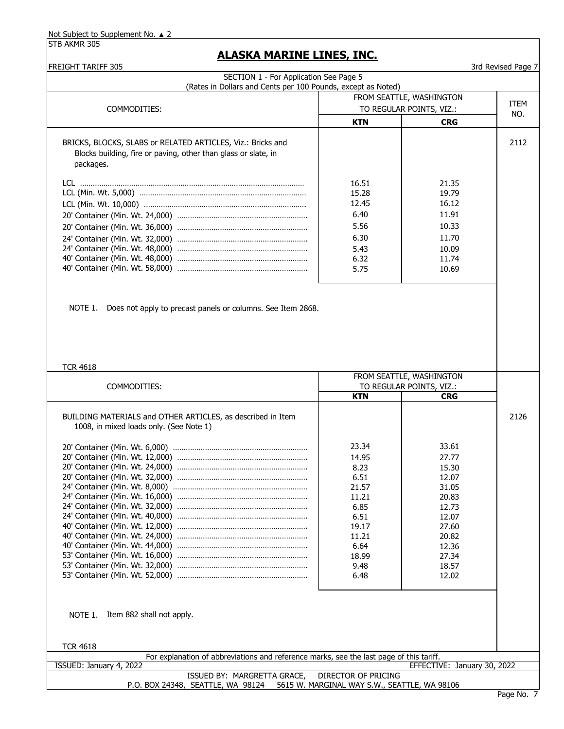Not Subject to Supplement No. ▲ 2

STB AKMR 305

# ALASKA MARINE LINES, INC.

FREIGHT TARIFF 305 — 3rd Revised Page 7

SECTION 1 - For Application See Page 5
(Rates in Dollars and Cents per 100 Pounds, except as Noted)

| COMMODITIES: | FROM SEATTLE, WASHINGTON TO REGULAR POINTS, VIZ.: | | ITEM NO. |
|---|---|---|---|
| | **KTN** | **CRG** | |
| BRICKS, BLOCKS, SLABS or RELATED ARTICLES, Viz.: Bricks and Blocks building, fire or paving, other than glass or slate, in packages. | | | 2112 |
| LCL | 16.51 | 21.35 | |
| LCL (Min. Wt. 5,000) | 15.28 | 19.79 | |
| LCL (Min. Wt. 10,000) | 12.45 | 16.12 | |
| 20' Container (Min. Wt. 24,000) | 6.40 | 11.91 | |
| 20' Container (Min. Wt. 36,000) | 5.56 | 10.33 | |
| 24' Container (Min. Wt. 32,000) | 6.30 | 11.70 | |
| 24' Container (Min. Wt. 48,000) | 5.43 | 10.09 | |
| 40' Container (Min. Wt. 48,000) | 6.32 | 11.74 | |
| 40' Container (Min. Wt. 58,000) | 5.75 | 10.69 | |

NOTE 1. Does not apply to precast panels or columns. See Item 2868.

TCR 4618

| COMMODITIES: | FROM SEATTLE, WASHINGTON TO REGULAR POINTS, VIZ.: | | ITEM NO. |
|---|---|---|---|
| | **KTN** | **CRG** | |
| BUILDING MATERIALS and OTHER ARTICLES, as described in Item 1008, in mixed loads only. (See Note 1) | | | 2126 |
| 20' Container (Min. Wt. 6,000) | 23.34 | 33.61 | |
| 20' Container (Min. Wt. 12,000) | 14.95 | 27.77 | |
| 20' Container (Min. Wt. 24,000) | 8.23 | 15.30 | |
| 20' Container (Min. Wt. 32,000) | 6.51 | 12.07 | |
| 24' Container (Min. Wt. 8,000) | 21.57 | 31.05 | |
| 24' Container (Min. Wt. 16,000) | 11.21 | 20.83 | |
| 24' Container (Min. Wt. 32,000) | 6.85 | 12.73 | |
| 24' Container (Min. Wt. 40,000) | 6.51 | 12.07 | |
| 40' Container (Min. Wt. 12,000) | 19.17 | 27.60 | |
| 40' Container (Min. Wt. 24,000) | 11.21 | 20.82 | |
| 40' Container (Min. Wt. 44,000) | 6.64 | 12.36 | |
| 53' Container (Min. Wt. 16,000) | 18.99 | 27.34 | |
| 53' Container (Min. Wt. 32,000) | 9.48 | 18.57 | |
| 53' Container (Min. Wt. 52,000) | 6.48 | 12.02 | |

NOTE 1. Item 882 shall not apply.

TCR 4618

For explanation of abbreviations and reference marks, see the last page of this tariff.

ISSUED: January 4, 2022 — EFFECTIVE: January 30, 2022

ISSUED BY: MARGRETTA GRACE, DIRECTOR OF PRICING
P.O. BOX 24348, SEATTLE, WA 98124 5615 W. MARGINAL WAY S.W., SEATTLE, WA 98106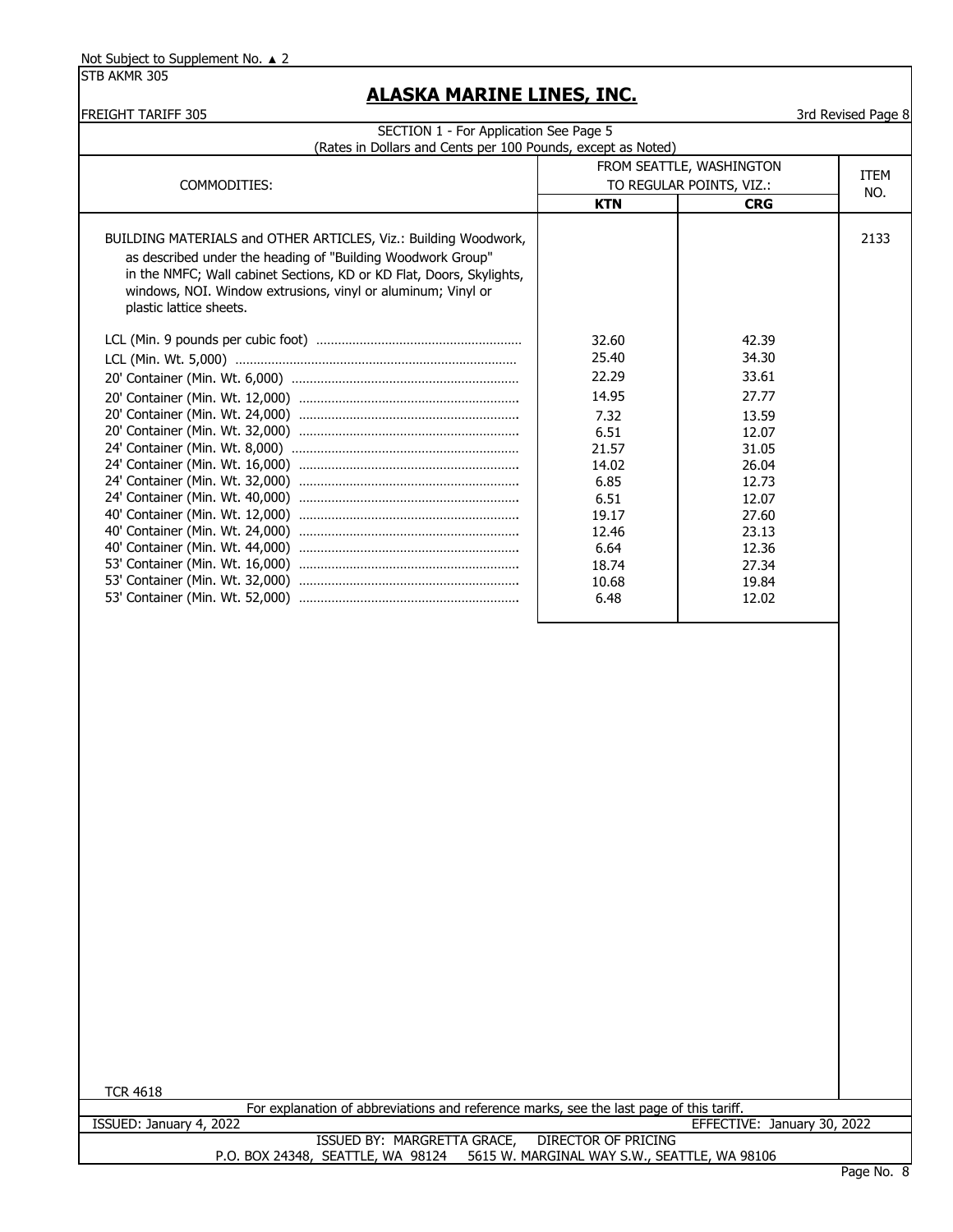Not Subject to Supplement No. ▲ 2

STB AKMR 305

# ALASKA MARINE LINES, INC.

FREIGHT TARIFF 305

3rd Revised Page 8

SECTION 1 - For Application See Page 5
(Rates in Dollars and Cents per 100 Pounds, except as Noted)

| COMMODITIES: | FROM SEATTLE, WASHINGTON TO REGULAR POINTS, VIZ.: | | ITEM NO. |
|---|---|---|---|
| | **KTN** | **CRG** | |
| BUILDING MATERIALS and OTHER ARTICLES, Viz.: Building Woodwork, as described under the heading of "Building Woodwork Group" in the NMFC; Wall cabinet Sections, KD or KD Flat, Doors, Skylights, windows, NOI. Window extrusions, vinyl or aluminum; Vinyl or plastic lattice sheets. | | | 2133 |
| LCL (Min. 9 pounds per cubic foot) | 32.60 | 42.39 | |
| LCL (Min. Wt. 5,000) | 25.40 | 34.30 | |
| 20' Container (Min. Wt. 6,000) | 22.29 | 33.61 | |
| 20' Container (Min. Wt. 12,000) | 14.95 | 27.77 | |
| 20' Container (Min. Wt. 24,000) | 7.32 | 13.59 | |
| 20' Container (Min. Wt. 32,000) | 6.51 | 12.07 | |
| 24' Container (Min. Wt. 8,000) | 21.57 | 31.05 | |
| 24' Container (Min. Wt. 16,000) | 14.02 | 26.04 | |
| 24' Container (Min. Wt. 32,000) | 6.85 | 12.73 | |
| 24' Container (Min. Wt. 40,000) | 6.51 | 12.07 | |
| 40' Container (Min. Wt. 12,000) | 19.17 | 27.60 | |
| 40' Container (Min. Wt. 24,000) | 12.46 | 23.13 | |
| 40' Container (Min. Wt. 44,000) | 6.64 | 12.36 | |
| 53' Container (Min. Wt. 16,000) | 18.74 | 27.34 | |
| 53' Container (Min. Wt. 32,000) | 10.68 | 19.84 | |
| 53' Container (Min. Wt. 52,000) | 6.48 | 12.02 | |

TCR 4618

For explanation of abbreviations and reference marks, see the last page of this tariff.

ISSUED: January 4, 2022 EFFECTIVE: January 30, 2022

ISSUED BY: MARGRETTA GRACE, DIRECTOR OF PRICING
P.O. BOX 24348, SEATTLE, WA 98124 5615 W. MARGINAL WAY S.W., SEATTLE, WA 98106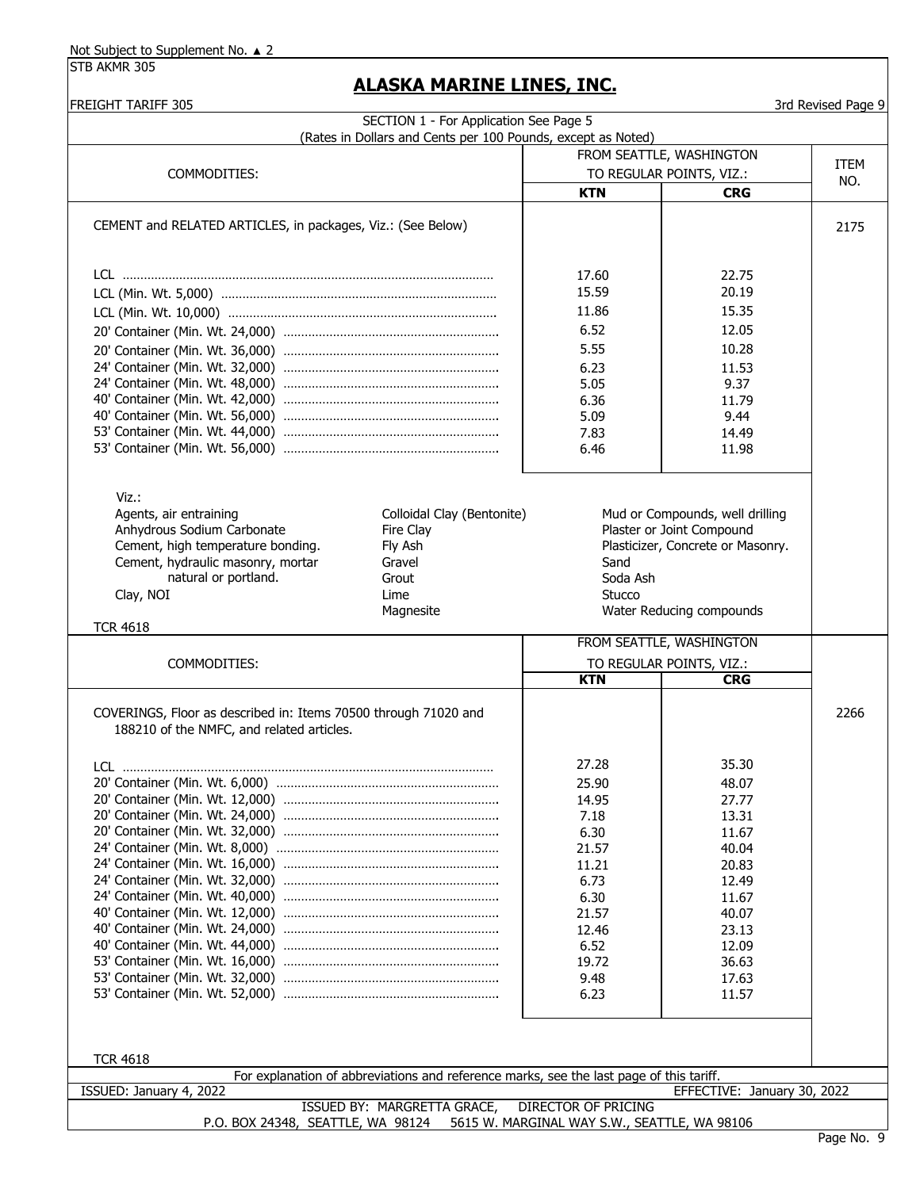Not Subject to Supplement No. ▲ 2

STB AKMR 305

# ALASKA MARINE LINES, INC.

FREIGHT TARIFF 305 — 3rd Revised Page 9

SECTION 1 - For Application See Page 5

(Rates in Dollars and Cents per 100 Pounds, except as Noted)

| COMMODITIES: | FROM SEATTLE, WASHINGTON TO REGULAR POINTS, VIZ.: KTN | CRG | ITEM NO. |
|---|---|---|---|
| CEMENT and RELATED ARTICLES, in packages, Viz.: (See Below) | | | 2175 |
| LCL | 17.60 | 22.75 | |
| LCL (Min. Wt. 5,000) | 15.59 | 20.19 | |
| LCL (Min. Wt. 10,000) | 11.86 | 15.35 | |
| 20' Container (Min. Wt. 24,000) | 6.52 | 12.05 | |
| 20' Container (Min. Wt. 36,000) | 5.55 | 10.28 | |
| 24' Container (Min. Wt. 32,000) | 6.23 | 11.53 | |
| 24' Container (Min. Wt. 48,000) | 5.05 | 9.37 | |
| 40' Container (Min. Wt. 42,000) | 6.36 | 11.79 | |
| 40' Container (Min. Wt. 56,000) | 5.09 | 9.44 | |
| 53' Container (Min. Wt. 44,000) | 7.83 | 14.49 | |
| 53' Container (Min. Wt. 56,000) | 6.46 | 11.98 | |

Viz.:

- Agents, air entraining
- Anhydrous Sodium Carbonate
- Cement, high temperature bonding.
- Cement, hydraulic masonry, mortar natural or portland.
- Clay, NOI
- Colloidal Clay (Bentonite)
- Fire Clay
- Fly Ash
- Gravel
- Grout
- Lime
- Magnesite
- Mud or Compounds, well drilling
- Plaster or Joint Compound
- Plasticizer, Concrete or Masonry.
- Sand
- Soda Ash
- Stucco
- Water Reducing compounds

TCR 4618

| COMMODITIES: | FROM SEATTLE, WASHINGTON TO REGULAR POINTS, VIZ.: KTN | CRG | ITEM NO. |
|---|---|---|---|
| COVERINGS, Floor as described in: Items 70500 through 71020 and 188210 of the NMFC, and related articles. | | | 2266 |
| LCL | 27.28 | 35.30 | |
| 20' Container (Min. Wt. 6,000) | 25.90 | 48.07 | |
| 20' Container (Min. Wt. 12,000) | 14.95 | 27.77 | |
| 20' Container (Min. Wt. 24,000) | 7.18 | 13.31 | |
| 20' Container (Min. Wt. 32,000) | 6.30 | 11.67 | |
| 24' Container (Min. Wt. 8,000) | 21.57 | 40.04 | |
| 24' Container (Min. Wt. 16,000) | 11.21 | 20.83 | |
| 24' Container (Min. Wt. 32,000) | 6.73 | 12.49 | |
| 24' Container (Min. Wt. 40,000) | 6.30 | 11.67 | |
| 40' Container (Min. Wt. 12,000) | 21.57 | 40.07 | |
| 40' Container (Min. Wt. 24,000) | 12.46 | 23.13 | |
| 40' Container (Min. Wt. 44,000) | 6.52 | 12.09 | |
| 53' Container (Min. Wt. 16,000) | 19.72 | 36.63 | |
| 53' Container (Min. Wt. 32,000) | 9.48 | 17.63 | |
| 53' Container (Min. Wt. 52,000) | 6.23 | 11.57 | |

TCR 4618

For explanation of abbreviations and reference marks, see the last page of this tariff.

ISSUED: January 4, 2022 — EFFECTIVE: January 30, 2022

ISSUED BY: MARGRETTA GRACE, DIRECTOR OF PRICING

P.O. BOX 24348, SEATTLE, WA 98124 — 5615 W. MARGINAL WAY S.W., SEATTLE, WA 98106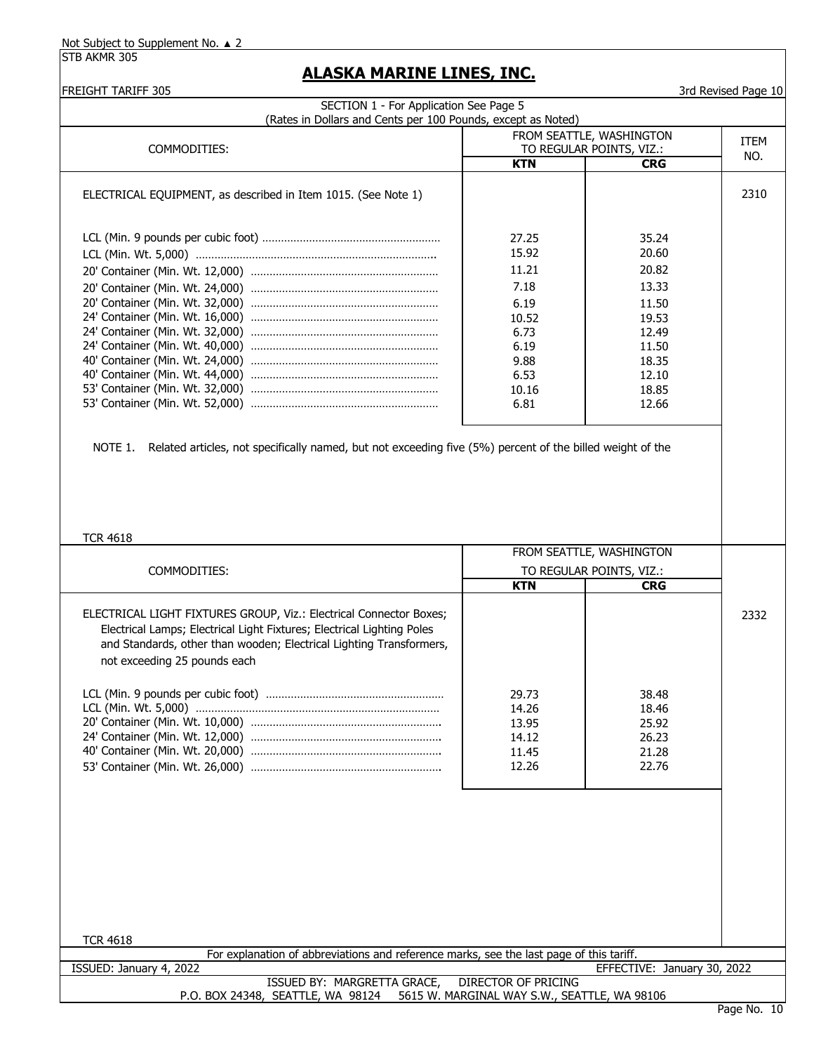Not Subject to Supplement No. ▲ 2

STB AKMR 305

# ALASKA MARINE LINES, INC.

FREIGHT TARIFF 305

3rd Revised Page 10

SECTION 1 - For Application See Page 5
(Rates in Dollars and Cents per 100 Pounds, except as Noted)

| COMMODITIES: | FROM SEATTLE, WASHINGTON TO REGULAR POINTS, VIZ.: | | ITEM NO. |
|---|---|---|---|
| | KTN | CRG | |
| ELECTRICAL EQUIPMENT, as described in Item 1015. (See Note 1) | | | 2310 |
| LCL (Min. 9 pounds per cubic foot) | 27.25 | 35.24 | |
| LCL (Min. Wt. 5,000) | 15.92 | 20.60 | |
| 20' Container (Min. Wt. 12,000) | 11.21 | 20.82 | |
| 20' Container (Min. Wt. 24,000) | 7.18 | 13.33 | |
| 20' Container (Min. Wt. 32,000) | 6.19 | 11.50 | |
| 24' Container (Min. Wt. 16,000) | 10.52 | 19.53 | |
| 24' Container (Min. Wt. 32,000) | 6.73 | 12.49 | |
| 24' Container (Min. Wt. 40,000) | 6.19 | 11.50 | |
| 40' Container (Min. Wt. 24,000) | 9.88 | 18.35 | |
| 40' Container (Min. Wt. 44,000) | 6.53 | 12.10 | |
| 53' Container (Min. Wt. 32,000) | 10.16 | 18.85 | |
| 53' Container (Min. Wt. 52,000) | 6.81 | 12.66 | |

NOTE 1. Related articles, not specifically named, but not exceeding five (5%) percent of the billed weight of the

TCR 4618

| COMMODITIES: | FROM SEATTLE, WASHINGTON TO REGULAR POINTS, VIZ.: | | ITEM NO. |
|---|---|---|---|
| | KTN | CRG | |
| ELECTRICAL LIGHT FIXTURES GROUP, Viz.: Electrical Connector Boxes; Electrical Lamps; Electrical Light Fixtures; Electrical Lighting Poles and Standards, other than wooden; Electrical Lighting Transformers, not exceeding 25 pounds each | | | 2332 |
| LCL (Min. 9 pounds per cubic foot) | 29.73 | 38.48 | |
| LCL (Min. Wt. 5,000) | 14.26 | 18.46 | |
| 20' Container (Min. Wt. 10,000) | 13.95 | 25.92 | |
| 24' Container (Min. Wt. 12,000) | 14.12 | 26.23 | |
| 40' Container (Min. Wt. 20,000) | 11.45 | 21.28 | |
| 53' Container (Min. Wt. 26,000) | 12.26 | 22.76 | |

TCR 4618

For explanation of abbreviations and reference marks, see the last page of this tariff.

ISSUED: January 4, 2022 EFFECTIVE: January 30, 2022

ISSUED BY: MARGRETTA GRACE, DIRECTOR OF PRICING
P.O. BOX 24348, SEATTLE, WA 98124 5615 W. MARGINAL WAY S.W., SEATTLE, WA 98106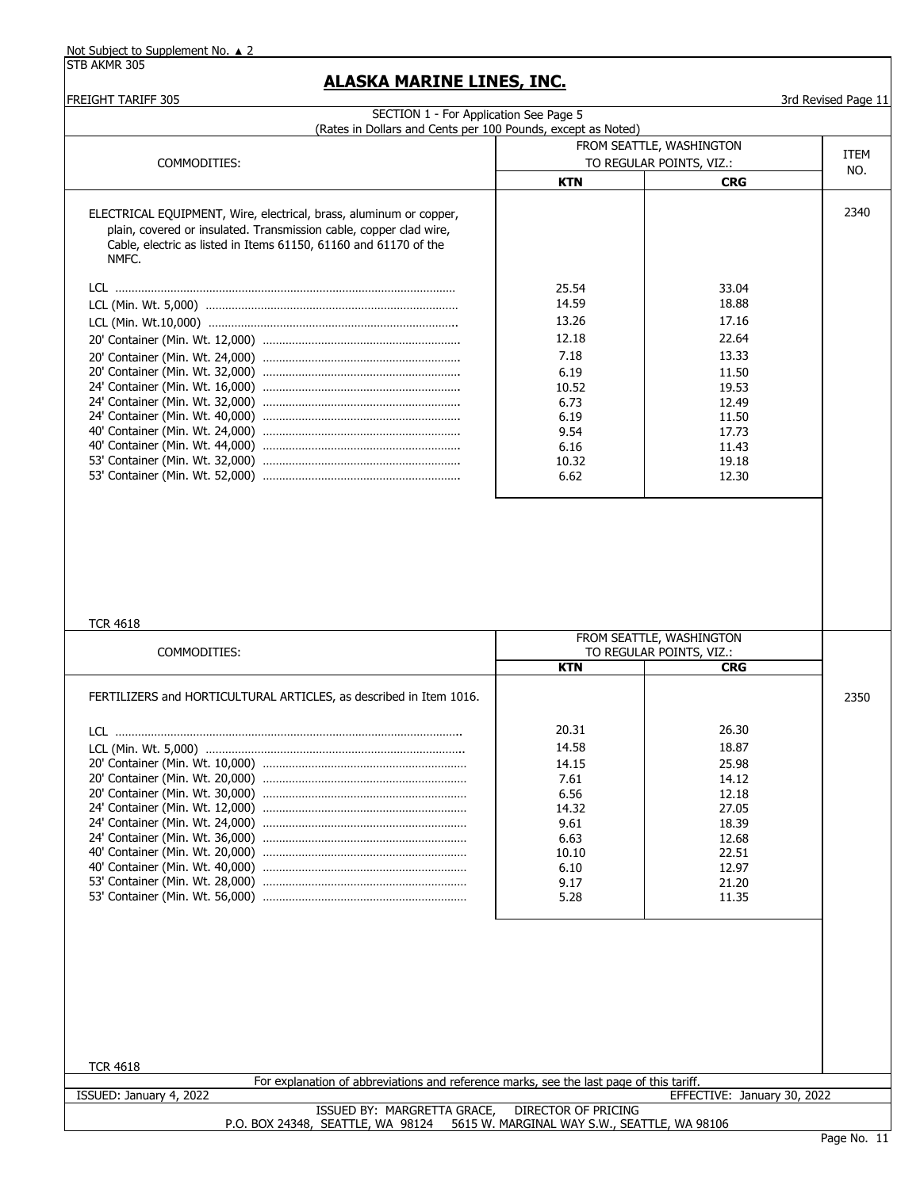Not Subject to Supplement No. ▲ 2

STB AKMR 305

# ALASKA MARINE LINES, INC.

FREIGHT TARIFF 305

3rd Revised Page 11

SECTION 1 - For Application See Page 5

(Rates in Dollars and Cents per 100 Pounds, except as Noted)

| COMMODITIES: | FROM SEATTLE, WASHINGTON TO REGULAR POINTS, VIZ.: | | ITEM NO. |
|---|---|---|---|
| | **KTN** | **CRG** | |
| ELECTRICAL EQUIPMENT, Wire, electrical, brass, aluminum or copper, plain, covered or insulated. Transmission cable, copper clad wire, Cable, electric as listed in Items 61150, 61160 and 61170 of the NMFC. | | | 2340 |
| LCL | 25.54 | 33.04 | |
| LCL (Min. Wt. 5,000) | 14.59 | 18.88 | |
| LCL (Min. Wt.10,000) | 13.26 | 17.16 | |
| 20' Container (Min. Wt. 12,000) | 12.18 | 22.64 | |
| 20' Container (Min. Wt. 24,000) | 7.18 | 13.33 | |
| 20' Container (Min. Wt. 32,000) | 6.19 | 11.50 | |
| 24' Container (Min. Wt. 16,000) | 10.52 | 19.53 | |
| 24' Container (Min. Wt. 32,000) | 6.73 | 12.49 | |
| 24' Container (Min. Wt. 40,000) | 6.19 | 11.50 | |
| 40' Container (Min. Wt. 24,000) | 9.54 | 17.73 | |
| 40' Container (Min. Wt. 44,000) | 6.16 | 11.43 | |
| 53' Container (Min. Wt. 32,000) | 10.32 | 19.18 | |
| 53' Container (Min. Wt. 52,000) | 6.62 | 12.30 | |

TCR 4618

| COMMODITIES: | FROM SEATTLE, WASHINGTON TO REGULAR POINTS, VIZ.: | | ITEM NO. |
|---|---|---|---|
| | **KTN** | **CRG** | |
| FERTILIZERS and HORTICULTURAL ARTICLES, as described in Item 1016. | | | 2350 |
| LCL | 20.31 | 26.30 | |
| LCL (Min. Wt. 5,000) | 14.58 | 18.87 | |
| 20' Container (Min. Wt. 10,000) | 14.15 | 25.98 | |
| 20' Container (Min. Wt. 20,000) | 7.61 | 14.12 | |
| 20' Container (Min. Wt. 30,000) | 6.56 | 12.18 | |
| 24' Container (Min. Wt. 12,000) | 14.32 | 27.05 | |
| 24' Container (Min. Wt. 24,000) | 9.61 | 18.39 | |
| 24' Container (Min. Wt. 36,000) | 6.63 | 12.68 | |
| 40' Container (Min. Wt. 20,000) | 10.10 | 22.51 | |
| 40' Container (Min. Wt. 40,000) | 6.10 | 12.97 | |
| 53' Container (Min. Wt. 28,000) | 9.17 | 21.20 | |
| 53' Container (Min. Wt. 56,000) | 5.28 | 11.35 | |

TCR 4618

For explanation of abbreviations and reference marks, see the last page of this tariff.

ISSUED: January 4, 2022 — EFFECTIVE: January 30, 2022

ISSUED BY: MARGRETTA GRACE, DIRECTOR OF PRICING

P.O. BOX 24348, SEATTLE, WA 98124 5615 W. MARGINAL WAY S.W., SEATTLE, WA 98106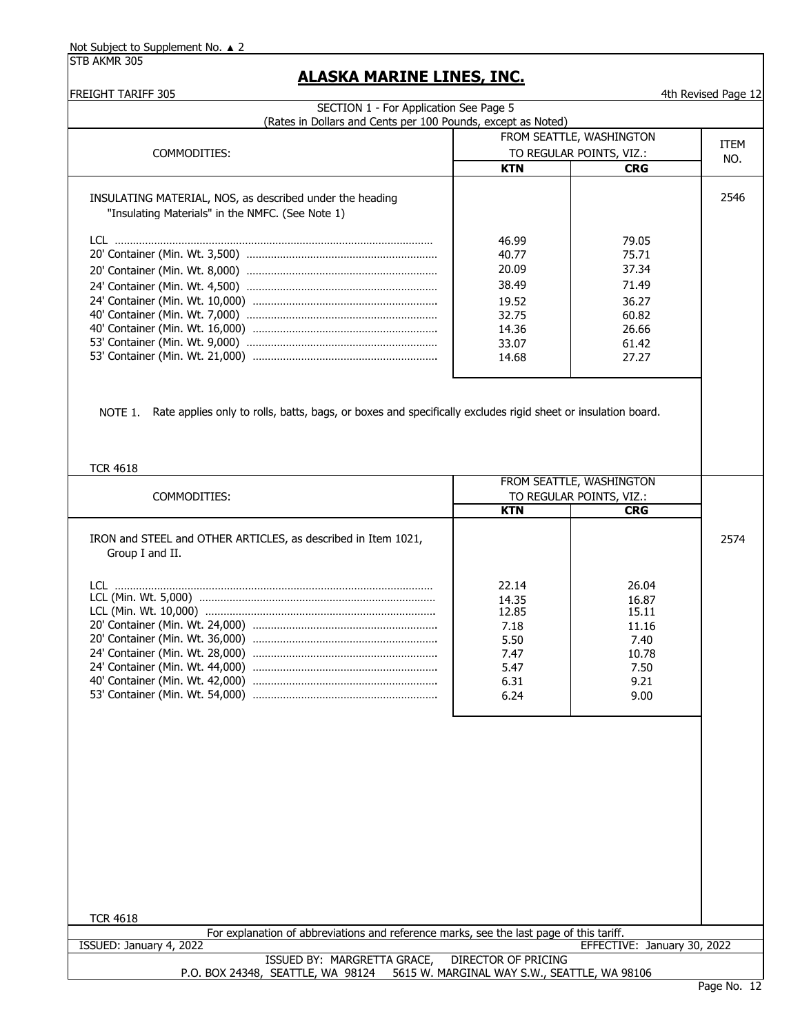Not Subject to Supplement No. ▲ 2

STB AKMR 305

# ALASKA MARINE LINES, INC.

FREIGHT TARIFF 305

4th Revised Page 12

SECTION 1 - For Application See Page 5

(Rates in Dollars and Cents per 100 Pounds, except as Noted)

| COMMODITIES: | FROM SEATTLE, WASHINGTON TO REGULAR POINTS, VIZ.: KTN | CRG | ITEM NO. |
|---|---|---|---|
| INSULATING MATERIAL, NOS, as described under the heading "Insulating Materials" in the NMFC. (See Note 1) | | | 2546 |
| LCL | 46.99 | 79.05 | |
| 20' Container (Min. Wt. 3,500) | 40.77 | 75.71 | |
| 20' Container (Min. Wt. 8,000) | 20.09 | 37.34 | |
| 24' Container (Min. Wt. 4,500) | 38.49 | 71.49 | |
| 24' Container (Min. Wt. 10,000) | 19.52 | 36.27 | |
| 40' Container (Min. Wt. 7,000) | 32.75 | 60.82 | |
| 40' Container (Min. Wt. 16,000) | 14.36 | 26.66 | |
| 53' Container (Min. Wt. 9,000) | 33.07 | 61.42 | |
| 53' Container (Min. Wt. 21,000) | 14.68 | 27.27 | |

NOTE 1. Rate applies only to rolls, batts, bags, or boxes and specifically excludes rigid sheet or insulation board.

TCR 4618

| COMMODITIES: | FROM SEATTLE, WASHINGTON TO REGULAR POINTS, VIZ.: KTN | CRG | ITEM NO. |
|---|---|---|---|
| IRON and STEEL and OTHER ARTICLES, as described in Item 1021, Group I and II. | | | 2574 |
| LCL | 22.14 | 26.04 | |
| LCL (Min. Wt. 5,000) | 14.35 | 16.87 | |
| LCL (Min. Wt. 10,000) | 12.85 | 15.11 | |
| 20' Container (Min. Wt. 24,000) | 7.18 | 11.16 | |
| 20' Container (Min. Wt. 36,000) | 5.50 | 7.40 | |
| 24' Container (Min. Wt. 28,000) | 7.47 | 10.78 | |
| 24' Container (Min. Wt. 44,000) | 5.47 | 7.50 | |
| 40' Container (Min. Wt. 42,000) | 6.31 | 9.21 | |
| 53' Container (Min. Wt. 54,000) | 6.24 | 9.00 | |

TCR 4618

For explanation of abbreviations and reference marks, see the last page of this tariff.

ISSUED: January 4, 2022 EFFECTIVE: January 30, 2022

ISSUED BY: MARGRETTA GRACE, DIRECTOR OF PRICING

P.O. BOX 24348, SEATTLE, WA 98124 5615 W. MARGINAL WAY S.W., SEATTLE, WA 98106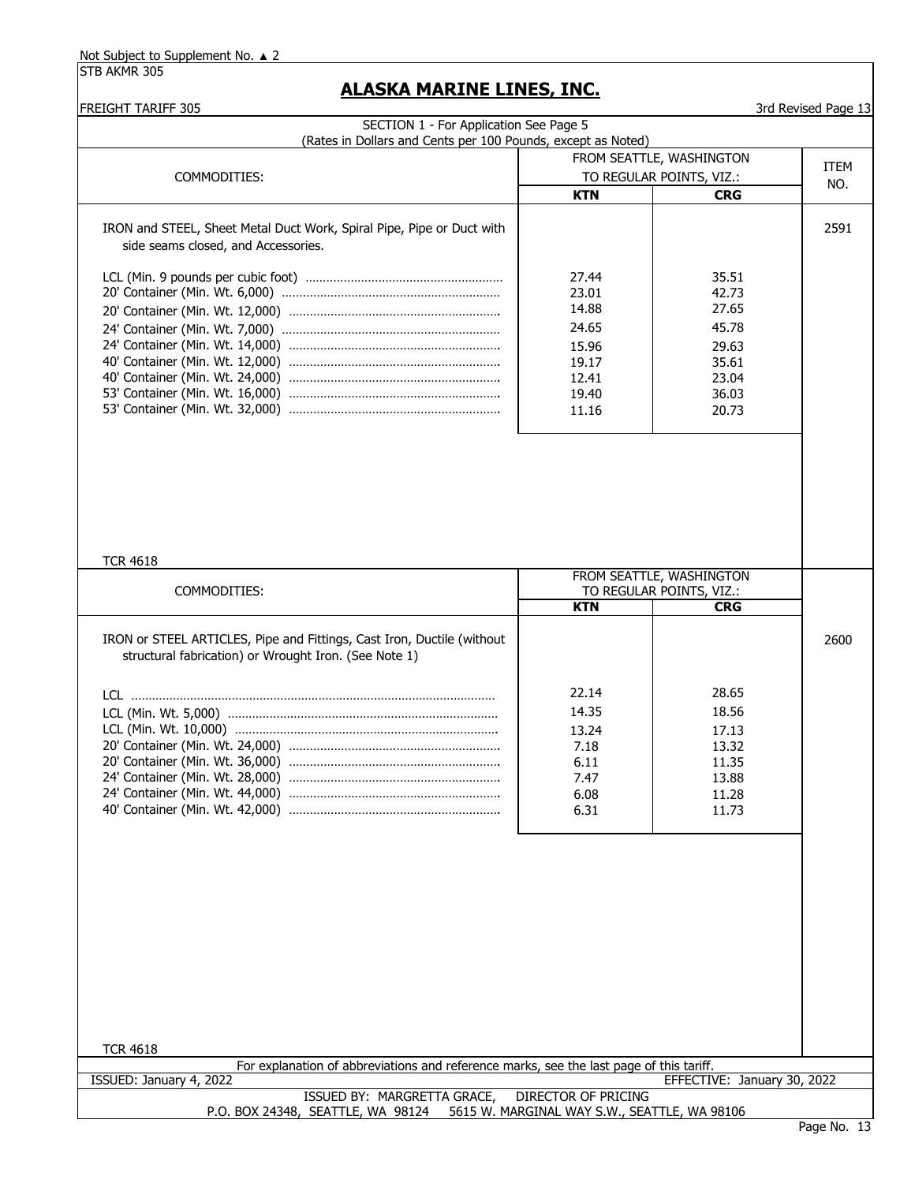Not Subject to Supplement No. ▲ 2

STB AKMR 305

# ALASKA MARINE LINES, INC.

FREIGHT TARIFF 305

3rd Revised Page 13

SECTION 1 - For Application See Page 5

(Rates in Dollars and Cents per 100 Pounds, except as Noted)

| COMMODITIES: | FROM SEATTLE, WASHINGTON TO REGULAR POINTS, VIZ.: | | ITEM NO. |
|---|---|---|---|
| | **KTN** | **CRG** | |
| IRON and STEEL, Sheet Metal Duct Work, Spiral Pipe, Pipe or Duct with side seams closed, and Accessories. | | | 2591 |
| LCL (Min. 9 pounds per cubic foot) | 27.44 | 35.51 | |
| 20' Container (Min. Wt. 6,000) | 23.01 | 42.73 | |
| 20' Container (Min. Wt. 12,000) | 14.88 | 27.65 | |
| 24' Container (Min. Wt. 7,000) | 24.65 | 45.78 | |
| 24' Container (Min. Wt. 14,000) | 15.96 | 29.63 | |
| 40' Container (Min. Wt. 12,000) | 19.17 | 35.61 | |
| 40' Container (Min. Wt. 24,000) | 12.41 | 23.04 | |
| 53' Container (Min. Wt. 16,000) | 19.40 | 36.03 | |
| 53' Container (Min. Wt. 32,000) | 11.16 | 20.73 | |

TCR 4618

| COMMODITIES: | FROM SEATTLE, WASHINGTON TO REGULAR POINTS, VIZ.: | | ITEM NO. |
|---|---|---|---|
| | **KTN** | **CRG** | |
| IRON or STEEL ARTICLES, Pipe and Fittings, Cast Iron, Ductile (without structural fabrication) or Wrought Iron. (See Note 1) | | | 2600 |
| LCL | 22.14 | 28.65 | |
| LCL (Min. Wt. 5,000) | 14.35 | 18.56 | |
| LCL (Min. Wt. 10,000) | 13.24 | 17.13 | |
| 20' Container (Min. Wt. 24,000) | 7.18 | 13.32 | |
| 20' Container (Min. Wt. 36,000) | 6.11 | 11.35 | |
| 24' Container (Min. Wt. 28,000) | 7.47 | 13.88 | |
| 24' Container (Min. Wt. 44,000) | 6.08 | 11.28 | |
| 40' Container (Min. Wt. 42,000) | 6.31 | 11.73 | |

TCR 4618

For explanation of abbreviations and reference marks, see the last page of this tariff.

ISSUED: January 4, 2022 EFFECTIVE: January 30, 2022

ISSUED BY: MARGRETTA GRACE, DIRECTOR OF PRICING

P.O. BOX 24348, SEATTLE, WA 98124 5615 W. MARGINAL WAY S.W., SEATTLE, WA 98106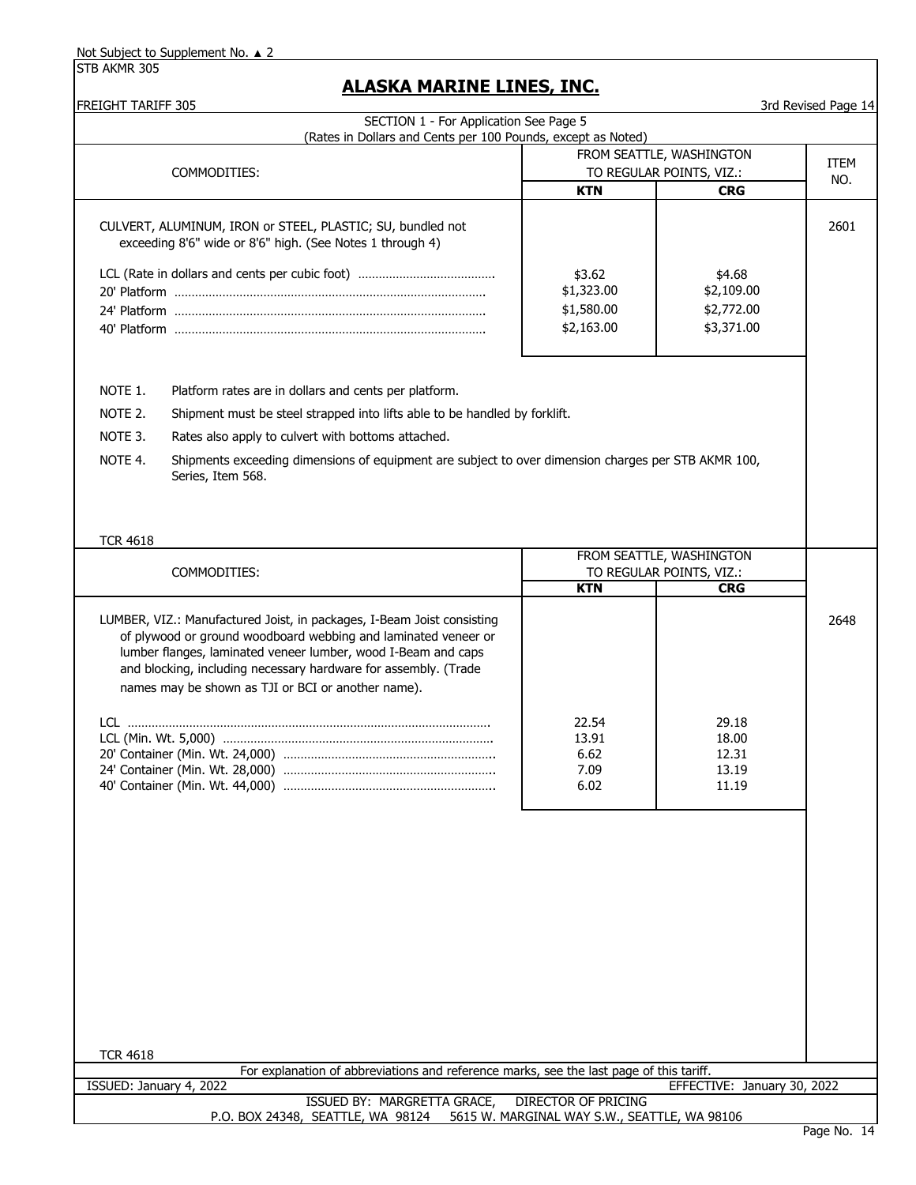Not Subject to Supplement No. ▲ 2

STB AKMR 305

## ALASKA MARINE LINES, INC.

FREIGHT TARIFF 305 — 3rd Revised Page 14

SECTION 1 - For Application See Page 5
(Rates in Dollars and Cents per 100 Pounds, except as Noted)

| COMMODITIES: | FROM SEATTLE, WASHINGTON TO REGULAR POINTS, VIZ.: KTN | CRG | ITEM NO. |
|---|---|---|---|
| CULVERT, ALUMINUM, IRON or STEEL, PLASTIC; SU, bundled not exceeding 8'6" wide or 8'6" high. (See Notes 1 through 4) | | | 2601 |
| LCL (Rate in dollars and cents per cubic foot) | $3.62 | $4.68 | |
| 20' Platform | $1,323.00 | $2,109.00 | |
| 24' Platform | $1,580.00 | $2,772.00 | |
| 40' Platform | $2,163.00 | $3,371.00 | |

NOTE 1. Platform rates are in dollars and cents per platform.

NOTE 2. Shipment must be steel strapped into lifts able to be handled by forklift.

NOTE 3. Rates also apply to culvert with bottoms attached.

NOTE 4. Shipments exceeding dimensions of equipment are subject to over dimension charges per STB AKMR 100, Series, Item 568.

TCR 4618

| COMMODITIES: | FROM SEATTLE, WASHINGTON TO REGULAR POINTS, VIZ.: KTN | CRG | ITEM NO. |
|---|---|---|---|
| LUMBER, VIZ.: Manufactured Joist, in packages, I-Beam Joist consisting of plywood or ground woodboard webbing and laminated veneer or lumber flanges, laminated veneer lumber, wood I-Beam and caps and blocking, including necessary hardware for assembly. (Trade names may be shown as TJI or BCI or another name). | | | 2648 |
| LCL | 22.54 | 29.18 | |
| LCL (Min. Wt. 5,000) | 13.91 | 18.00 | |
| 20' Container (Min. Wt. 24,000) | 6.62 | 12.31 | |
| 24' Container (Min. Wt. 28,000) | 7.09 | 13.19 | |
| 40' Container (Min. Wt. 44,000) | 6.02 | 11.19 | |

TCR 4618

For explanation of abbreviations and reference marks, see the last page of this tariff.

ISSUED: January 4, 2022 — EFFECTIVE: January 30, 2022

ISSUED BY: MARGRETTA GRACE, DIRECTOR OF PRICING
P.O. BOX 24348, SEATTLE, WA 98124 5615 W. MARGINAL WAY S.W., SEATTLE, WA 98106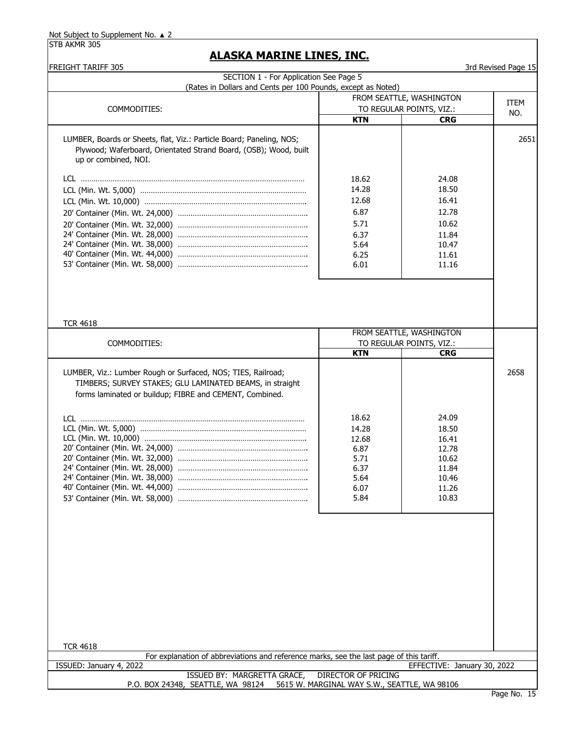Not Subject to Supplement No. ▲ 2

STB AKMR 305

# ALASKA MARINE LINES, INC.

FREIGHT TARIFF 305 — 3rd Revised Page 15

SECTION 1 - For Application See Page 5

(Rates in Dollars and Cents per 100 Pounds, except as Noted)

| COMMODITIES: | FROM SEATTLE, WASHINGTON TO REGULAR POINTS, VIZ.: | | ITEM NO. |
|---|---|---|---|
| | **KTN** | **CRG** | |
| LUMBER, Boards or Sheets, flat, Viz.: Particle Board; Paneling, NOS; Plywood; Waferboard, Orientated Strand Board, (OSB); Wood, built up or combined, NOI. | | | 2651 |
| LCL | 18.62 | 24.08 | |
| LCL (Min. Wt. 5,000) | 14.28 | 18.50 | |
| LCL (Min. Wt. 10,000) | 12.68 | 16.41 | |
| 20' Container (Min. Wt. 24,000) | 6.87 | 12.78 | |
| 20' Container (Min. Wt. 32,000) | 5.71 | 10.62 | |
| 24' Container (Min. Wt. 28,000) | 6.37 | 11.84 | |
| 24' Container (Min. Wt. 38,000) | 5.64 | 10.47 | |
| 40' Container (Min. Wt. 44,000) | 6.25 | 11.61 | |
| 53' Container (Min. Wt. 58,000) | 6.01 | 11.16 | |

TCR 4618

| COMMODITIES: | FROM SEATTLE, WASHINGTON TO REGULAR POINTS, VIZ.: | | ITEM NO. |
|---|---|---|---|
| | **KTN** | **CRG** | |
| LUMBER, Viz.: Lumber Rough or Surfaced, NOS; TIES, Railroad; TIMBERS; SURVEY STAKES; GLU LAMINATED BEAMS, in straight forms laminated or buildup; FIBRE and CEMENT, Combined. | | | 2658 |
| LCL | 18.62 | 24.09 | |
| LCL (Min. Wt. 5,000) | 14.28 | 18.50 | |
| LCL (Min. Wt. 10,000) | 12.68 | 16.41 | |
| 20' Container (Min. Wt. 24,000) | 6.87 | 12.78 | |
| 20' Container (Min. Wt. 32,000) | 5.71 | 10.62 | |
| 24' Container (Min. Wt. 28,000) | 6.37 | 11.84 | |
| 24' Container (Min. Wt. 38,000) | 5.64 | 10.46 | |
| 40' Container (Min. Wt. 44,000) | 6.07 | 11.26 | |
| 53' Container (Min. Wt. 58,000) | 5.84 | 10.83 | |

TCR 4618

For explanation of abbreviations and reference marks, see the last page of this tariff.

ISSUED: January 4, 2022 — EFFECTIVE: January 30, 2022

ISSUED BY: MARGRETTA GRACE, DIRECTOR OF PRICING

P.O. BOX 24348, SEATTLE, WA 98124 — 5615 W. MARGINAL WAY S.W., SEATTLE, WA 98106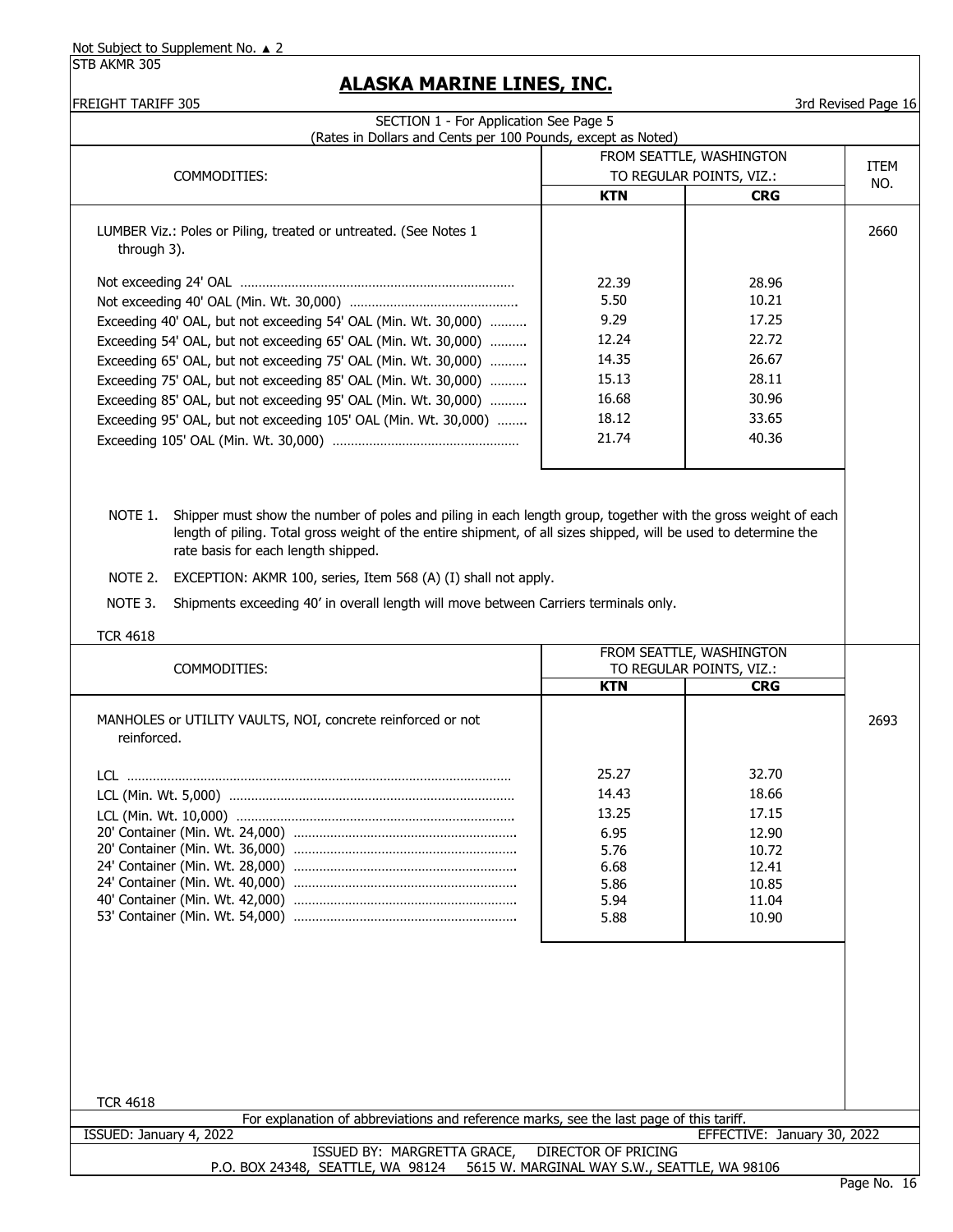Not Subject to Supplement No. ▲ 2

STB AKMR 305

# ALASKA MARINE LINES, INC.

FREIGHT TARIFF 305

3rd Revised Page 16

SECTION 1 - For Application See Page 5

(Rates in Dollars and Cents per 100 Pounds, except as Noted)

| COMMODITIES: | FROM SEATTLE, WASHINGTON TO REGULAR POINTS, VIZ.: | | ITEM NO. |
|---|---|---|---|
| | **KTN** | **CRG** | |
| LUMBER Viz.: Poles or Piling, treated or untreated. (See Notes 1 through 3). | | | 2660 |
| Not exceeding 24' OAL | 22.39 | 28.96 | |
| Not exceeding 40' OAL (Min. Wt. 30,000) | 5.50 | 10.21 | |
| Exceeding 40' OAL, but not exceeding 54' OAL (Min. Wt. 30,000) | 9.29 | 17.25 | |
| Exceeding 54' OAL, but not exceeding 65' OAL (Min. Wt. 30,000) | 12.24 | 22.72 | |
| Exceeding 65' OAL, but not exceeding 75' OAL (Min. Wt. 30,000) | 14.35 | 26.67 | |
| Exceeding 75' OAL, but not exceeding 85' OAL (Min. Wt. 30,000) | 15.13 | 28.11 | |
| Exceeding 85' OAL, but not exceeding 95' OAL (Min. Wt. 30,000) | 16.68 | 30.96 | |
| Exceeding 95' OAL, but not exceeding 105' OAL (Min. Wt. 30,000) | 18.12 | 33.65 | |
| Exceeding 105' OAL (Min. Wt. 30,000) | 21.74 | 40.36 | |

NOTE 1. Shipper must show the number of poles and piling in each length group, together with the gross weight of each length of piling. Total gross weight of the entire shipment, of all sizes shipped, will be used to determine the rate basis for each length shipped.

NOTE 2. EXCEPTION: AKMR 100, series, Item 568 (A) (I) shall not apply.

NOTE 3. Shipments exceeding 40' in overall length will move between Carriers terminals only.

TCR 4618

| COMMODITIES: | FROM SEATTLE, WASHINGTON TO REGULAR POINTS, VIZ.: | | ITEM NO. |
|---|---|---|---|
| | **KTN** | **CRG** | |
| MANHOLES or UTILITY VAULTS, NOI, concrete reinforced or not reinforced. | | | 2693 |
| LCL | 25.27 | 32.70 | |
| LCL (Min. Wt. 5,000) | 14.43 | 18.66 | |
| LCL (Min. Wt. 10,000) | 13.25 | 17.15 | |
| 20' Container (Min. Wt. 24,000) | 6.95 | 12.90 | |
| 20' Container (Min. Wt. 36,000) | 5.76 | 10.72 | |
| 24' Container (Min. Wt. 28,000) | 6.68 | 12.41 | |
| 24' Container (Min. Wt. 40,000) | 5.86 | 10.85 | |
| 40' Container (Min. Wt. 42,000) | 5.94 | 11.04 | |
| 53' Container (Min. Wt. 54,000) | 5.88 | 10.90 | |

TCR 4618

For explanation of abbreviations and reference marks, see the last page of this tariff.

ISSUED: January 4, 2022 — EFFECTIVE: January 30, 2022

ISSUED BY: MARGRETTA GRACE, DIRECTOR OF PRICING

P.O. BOX 24348, SEATTLE, WA 98124 — 5615 W. MARGINAL WAY S.W., SEATTLE, WA 98106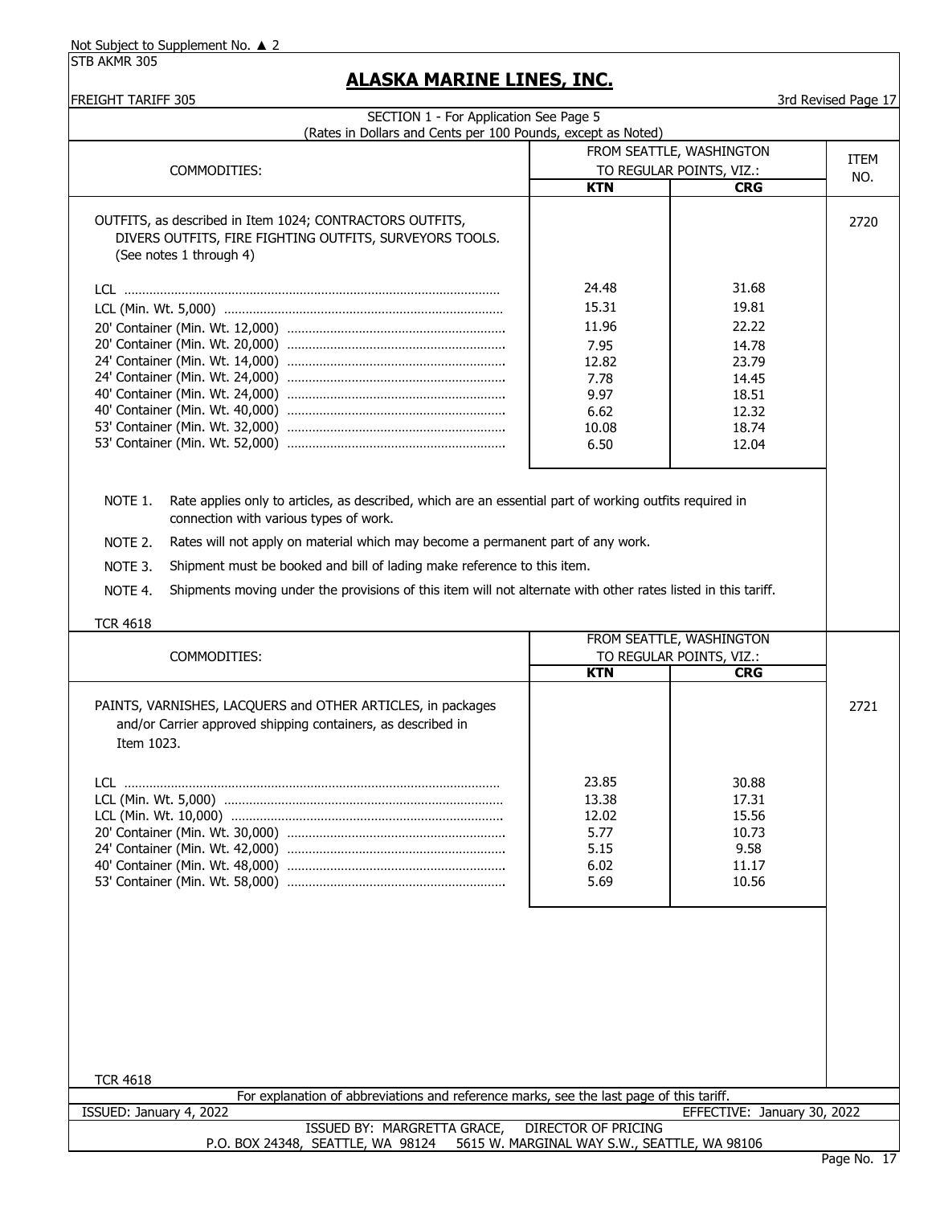Not Subject to Supplement No. ▲ 2

STB AKMR 305

# ALASKA MARINE LINES, INC.

FREIGHT TARIFF 305 — 3rd Revised Page 17

SECTION 1 - For Application See Page 5

(Rates in Dollars and Cents per 100 Pounds, except as Noted)

| COMMODITIES: | FROM SEATTLE, WASHINGTON TO REGULAR POINTS, VIZ.: KTN | CRG | ITEM NO. |
|---|---|---|---|
| OUTFITS, as described in Item 1024; CONTRACTORS OUTFITS, DIVERS OUTFITS, FIRE FIGHTING OUTFITS, SURVEYORS TOOLS. (See notes 1 through 4) | | | 2720 |
| LCL | 24.48 | 31.68 | |
| LCL (Min. Wt. 5,000) | 15.31 | 19.81 | |
| 20' Container (Min. Wt. 12,000) | 11.96 | 22.22 | |
| 20' Container (Min. Wt. 20,000) | 7.95 | 14.78 | |
| 24' Container (Min. Wt. 14,000) | 12.82 | 23.79 | |
| 24' Container (Min. Wt. 24,000) | 7.78 | 14.45 | |
| 40' Container (Min. Wt. 24,000) | 9.97 | 18.51 | |
| 40' Container (Min. Wt. 40,000) | 6.62 | 12.32 | |
| 53' Container (Min. Wt. 32,000) | 10.08 | 18.74 | |
| 53' Container (Min. Wt. 52,000) | 6.50 | 12.04 | |

NOTE 1. Rate applies only to articles, as described, which are an essential part of working outfits required in connection with various types of work.

NOTE 2. Rates will not apply on material which may become a permanent part of any work.

NOTE 3. Shipment must be booked and bill of lading make reference to this item.

NOTE 4. Shipments moving under the provisions of this item will not alternate with other rates listed in this tariff.

TCR 4618

| COMMODITIES: | FROM SEATTLE, WASHINGTON TO REGULAR POINTS, VIZ.: KTN | CRG | ITEM NO. |
|---|---|---|---|
| PAINTS, VARNISHES, LACQUERS and OTHER ARTICLES, in packages and/or Carrier approved shipping containers, as described in Item 1023. | | | 2721 |
| LCL | 23.85 | 30.88 | |
| LCL (Min. Wt. 5,000) | 13.38 | 17.31 | |
| LCL (Min. Wt. 10,000) | 12.02 | 15.56 | |
| 20' Container (Min. Wt. 30,000) | 5.77 | 10.73 | |
| 24' Container (Min. Wt. 42,000) | 5.15 | 9.58 | |
| 40' Container (Min. Wt. 48,000) | 6.02 | 11.17 | |
| 53' Container (Min. Wt. 58,000) | 5.69 | 10.56 | |

TCR 4618

For explanation of abbreviations and reference marks, see the last page of this tariff.

ISSUED: January 4, 2022 — EFFECTIVE: January 30, 2022

ISSUED BY: MARGRETTA GRACE, DIRECTOR OF PRICING

P.O. BOX 24348, SEATTLE, WA 98124 — 5615 W. MARGINAL WAY S.W., SEATTLE, WA 98106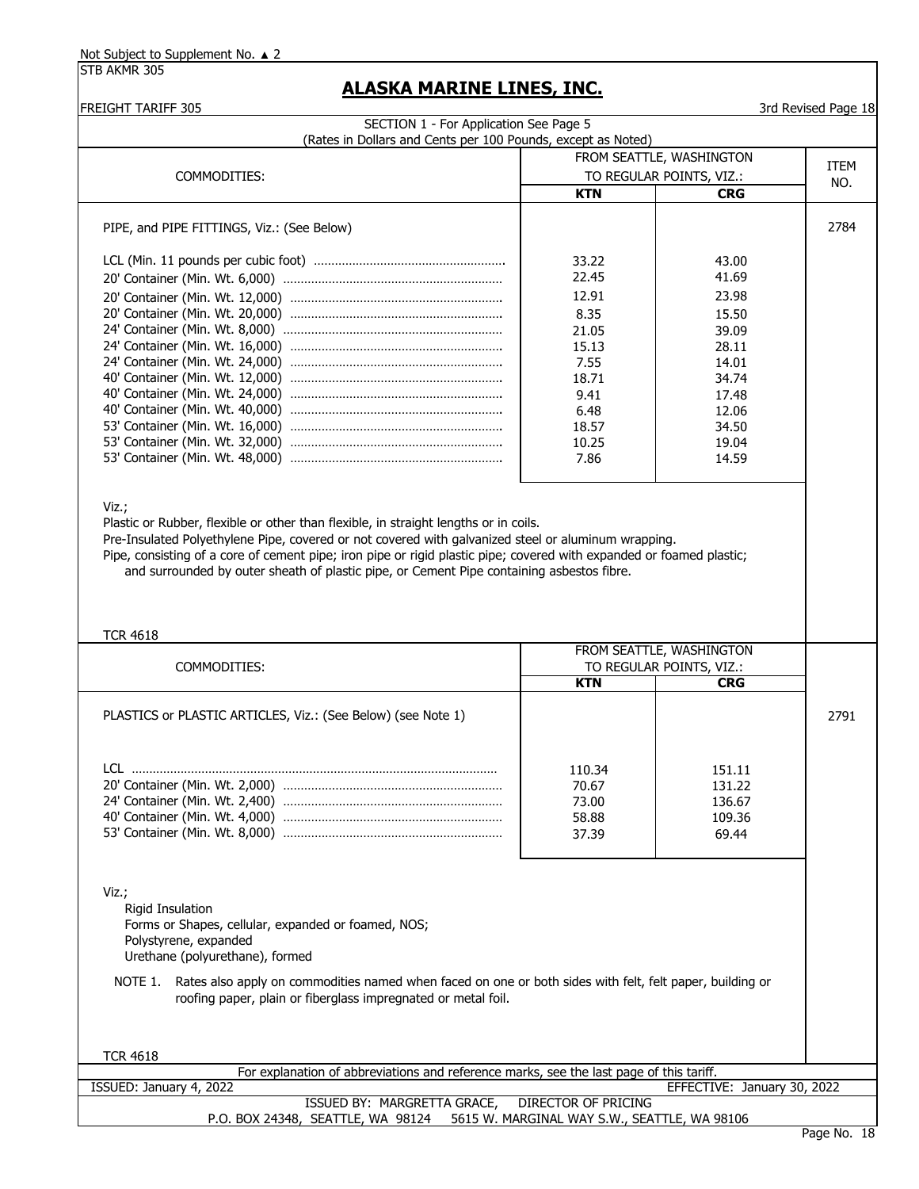Not Subject to Supplement No. ▲ 2

STB AKMR 305

# ALASKA MARINE LINES, INC.

FREIGHT TARIFF 305

3rd Revised Page 18

SECTION 1 - For Application See Page 5

(Rates in Dollars and Cents per 100 Pounds, except as Noted)

| COMMODITIES: | FROM SEATTLE, WASHINGTON TO REGULAR POINTS, VIZ.: KTN | CRG | ITEM NO. |
|---|---|---|---|
| PIPE, and PIPE FITTINGS, Viz.: (See Below) | | | 2784 |
| LCL (Min. 11 pounds per cubic foot) | 33.22 | 43.00 | |
| 20' Container (Min. Wt. 6,000) | 22.45 | 41.69 | |
| 20' Container (Min. Wt. 12,000) | 12.91 | 23.98 | |
| 20' Container (Min. Wt. 20,000) | 8.35 | 15.50 | |
| 24' Container (Min. Wt. 8,000) | 21.05 | 39.09 | |
| 24' Container (Min. Wt. 16,000) | 15.13 | 28.11 | |
| 24' Container (Min. Wt. 24,000) | 7.55 | 14.01 | |
| 40' Container (Min. Wt. 12,000) | 18.71 | 34.74 | |
| 40' Container (Min. Wt. 24,000) | 9.41 | 17.48 | |
| 40' Container (Min. Wt. 40,000) | 6.48 | 12.06 | |
| 53' Container (Min. Wt. 16,000) | 18.57 | 34.50 | |
| 53' Container (Min. Wt. 32,000) | 10.25 | 19.04 | |
| 53' Container (Min. Wt. 48,000) | 7.86 | 14.59 | |

Viz.;

Plastic or Rubber, flexible or other than flexible, in straight lengths or in coils.

Pre-Insulated Polyethylene Pipe, covered or not covered with galvanized steel or aluminum wrapping.

Pipe, consisting of a core of cement pipe; iron pipe or rigid plastic pipe; covered with expanded or foamed plastic; and surrounded by outer sheath of plastic pipe, or Cement Pipe containing asbestos fibre.

TCR 4618

| COMMODITIES: | FROM SEATTLE, WASHINGTON TO REGULAR POINTS, VIZ.: KTN | CRG | ITEM NO. |
|---|---|---|---|
| PLASTICS or PLASTIC ARTICLES, Viz.: (See Below) (see Note 1) | | | 2791 |
| LCL | 110.34 | 151.11 | |
| 20' Container (Min. Wt. 2,000) | 70.67 | 131.22 | |
| 24' Container (Min. Wt. 2,400) | 73.00 | 136.67 | |
| 40' Container (Min. Wt. 4,000) | 58.88 | 109.36 | |
| 53' Container (Min. Wt. 8,000) | 37.39 | 69.44 | |

Viz.;

Rigid Insulation
Forms or Shapes, cellular, expanded or foamed, NOS;
Polystyrene, expanded
Urethane (polyurethane), formed

NOTE 1. Rates also apply on commodities named when faced on one or both sides with felt, felt paper, building or roofing paper, plain or fiberglass impregnated or metal foil.

TCR 4618

For explanation of abbreviations and reference marks, see the last page of this tariff.

ISSUED: January 4, 2022 EFFECTIVE: January 30, 2022

ISSUED BY: MARGRETTA GRACE, DIRECTOR OF PRICING

P.O. BOX 24348, SEATTLE, WA 98124 5615 W. MARGINAL WAY S.W., SEATTLE, WA 98106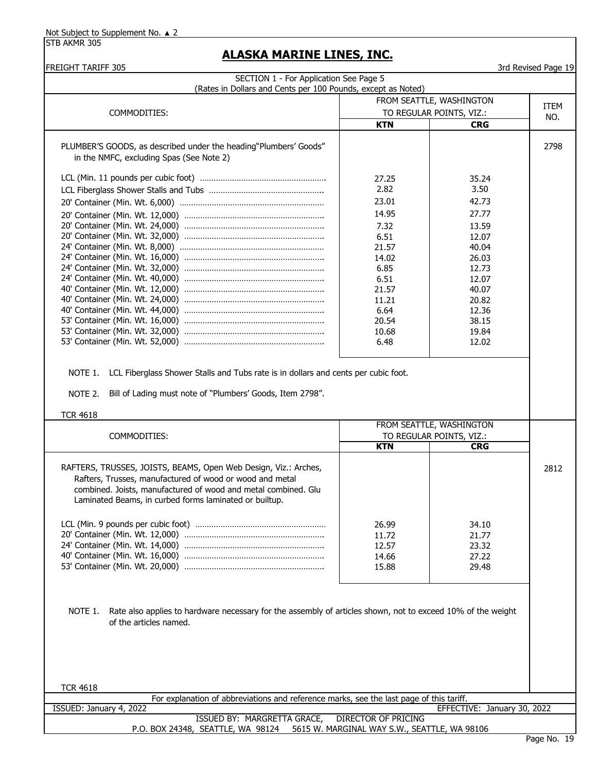Not Subject to Supplement No. ▲ 2

STB AKMR 305

# ALASKA MARINE LINES, INC.

FREIGHT TARIFF 305 — 3rd Revised Page 19

SECTION 1 - For Application See Page 5

(Rates in Dollars and Cents per 100 Pounds, except as Noted)

| COMMODITIES: | FROM SEATTLE, WASHINGTON TO REGULAR POINTS, VIZ.: KTN | CRG | ITEM NO. |
|---|---|---|---|
| PLUMBER'S GOODS, as described under the heading "Plumbers' Goods" in the NMFC, excluding Spas (See Note 2) | | | 2798 |
| LCL (Min. 11 pounds per cubic foot) | 27.25 | 35.24 | |
| LCL Fiberglass Shower Stalls and Tubs | 2.82 | 3.50 | |
| 20' Container (Min. Wt. 6,000) | 23.01 | 42.73 | |
| 20' Container (Min. Wt. 12,000) | 14.95 | 27.77 | |
| 20' Container (Min. Wt. 24,000) | 7.32 | 13.59 | |
| 20' Container (Min. Wt. 32,000) | 6.51 | 12.07 | |
| 24' Container (Min. Wt. 8,000) | 21.57 | 40.04 | |
| 24' Container (Min. Wt. 16,000) | 14.02 | 26.03 | |
| 24' Container (Min. Wt. 32,000) | 6.85 | 12.73 | |
| 24' Container (Min. Wt. 40,000) | 6.51 | 12.07 | |
| 40' Container (Min. Wt. 12,000) | 21.57 | 40.07 | |
| 40' Container (Min. Wt. 24,000) | 11.21 | 20.82 | |
| 40' Container (Min. Wt. 44,000) | 6.64 | 12.36 | |
| 53' Container (Min. Wt. 16,000) | 20.54 | 38.15 | |
| 53' Container (Min. Wt. 32,000) | 10.68 | 19.84 | |
| 53' Container (Min. Wt. 52,000) | 6.48 | 12.02 | |

NOTE 1. LCL Fiberglass Shower Stalls and Tubs rate is in dollars and cents per cubic foot.

NOTE 2. Bill of Lading must note of "Plumbers' Goods, Item 2798".

TCR 4618

| COMMODITIES: | FROM SEATTLE, WASHINGTON TO REGULAR POINTS, VIZ.: KTN | CRG | ITEM NO. |
|---|---|---|---|
| RAFTERS, TRUSSES, JOISTS, BEAMS, Open Web Design, Viz.: Arches, Rafters, Trusses, manufactured of wood or wood and metal combined. Joists, manufactured of wood and metal combined. Glu Laminated Beams, in curbed forms laminated or builtup. | | | 2812 |
| LCL (Min. 9 pounds per cubic foot) | 26.99 | 34.10 | |
| 20' Container (Min. Wt. 12,000) | 11.72 | 21.77 | |
| 24' Container (Min. Wt. 14,000) | 12.57 | 23.32 | |
| 40' Container (Min. Wt. 16,000) | 14.66 | 27.22 | |
| 53' Container (Min. Wt. 20,000) | 15.88 | 29.48 | |

NOTE 1. Rate also applies to hardware necessary for the assembly of articles shown, not to exceed 10% of the weight of the articles named.

TCR 4618

For explanation of abbreviations and reference marks, see the last page of this tariff.

ISSUED: January 4, 2022 — EFFECTIVE: January 30, 2022

ISSUED BY: MARGRETTA GRACE, DIRECTOR OF PRICING

P.O. BOX 24348, SEATTLE, WA 98124 — 5615 W. MARGINAL WAY S.W., SEATTLE, WA 98106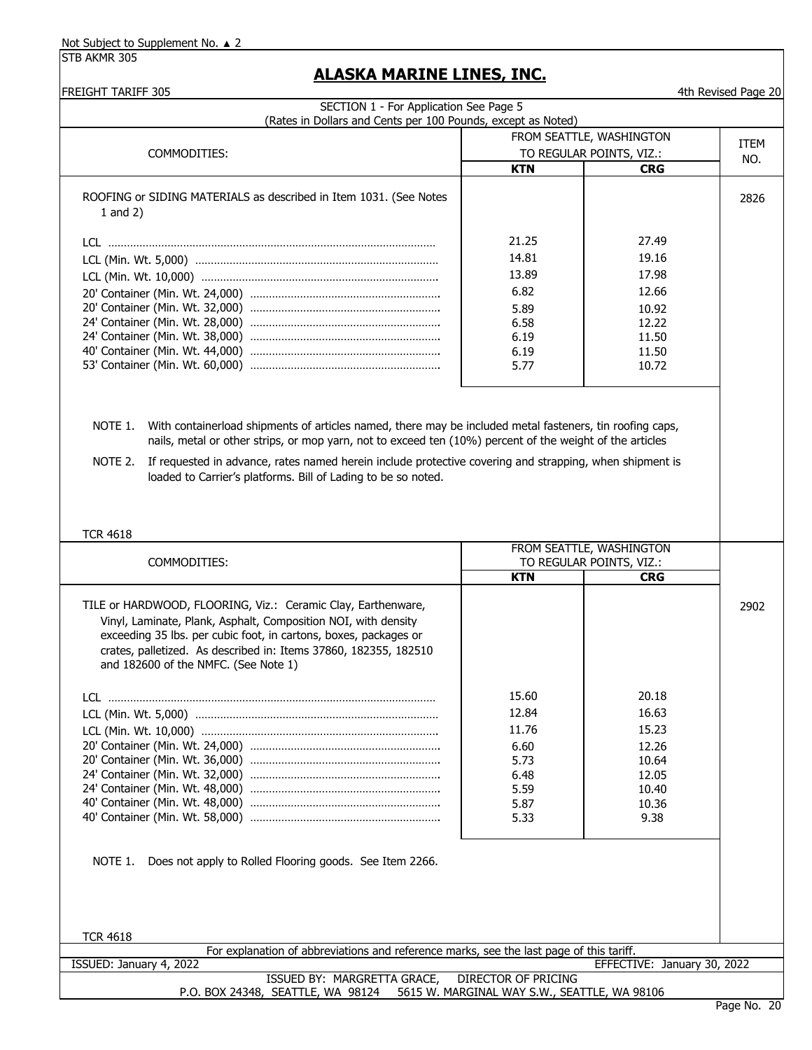Not Subject to Supplement No. ▲ 2

STB AKMR 305

# ALASKA MARINE LINES, INC.

FREIGHT TARIFF 305 — 4th Revised Page 20

SECTION 1 - For Application See Page 5
(Rates in Dollars and Cents per 100 Pounds, except as Noted)

| COMMODITIES: | FROM SEATTLE, WASHINGTON TO REGULAR POINTS, VIZ.: | | ITEM NO. |
|---|---|---|---|
| | KTN | CRG | |
| ROOFING or SIDING MATERIALS as described in Item 1031. (See Notes 1 and 2) | | | 2826 |
| LCL | 21.25 | 27.49 | |
| LCL (Min. Wt. 5,000) | 14.81 | 19.16 | |
| LCL (Min. Wt. 10,000) | 13.89 | 17.98 | |
| 20' Container (Min. Wt. 24,000) | 6.82 | 12.66 | |
| 20' Container (Min. Wt. 32,000) | 5.89 | 10.92 | |
| 24' Container (Min. Wt. 28,000) | 6.58 | 12.22 | |
| 24' Container (Min. Wt. 38,000) | 6.19 | 11.50 | |
| 40' Container (Min. Wt. 44,000) | 6.19 | 11.50 | |
| 53' Container (Min. Wt. 60,000) | 5.77 | 10.72 | |

NOTE 1. With containerload shipments of articles named, there may be included metal fasteners, tin roofing caps, nails, metal or other strips, or mop yarn, not to exceed ten (10%) percent of the weight of the articles

NOTE 2. If requested in advance, rates named herein include protective covering and strapping, when shipment is loaded to Carrier's platforms. Bill of Lading to be so noted.

TCR 4618

| COMMODITIES: | FROM SEATTLE, WASHINGTON TO REGULAR POINTS, VIZ.: | | ITEM NO. |
|---|---|---|---|
| | KTN | CRG | |
| TILE or HARDWOOD, FLOORING, Viz.: Ceramic Clay, Earthenware, Vinyl, Laminate, Plank, Asphalt, Composition NOI, with density exceeding 35 lbs. per cubic foot, in cartons, boxes, packages or crates, palletized. As described in: Items 37860, 182355, 182510 and 182600 of the NMFC. (See Note 1) | | | 2902 |
| LCL | 15.60 | 20.18 | |
| LCL (Min. Wt. 5,000) | 12.84 | 16.63 | |
| LCL (Min. Wt. 10,000) | 11.76 | 15.23 | |
| 20' Container (Min. Wt. 24,000) | 6.60 | 12.26 | |
| 20' Container (Min. Wt. 36,000) | 5.73 | 10.64 | |
| 24' Container (Min. Wt. 32,000) | 6.48 | 12.05 | |
| 24' Container (Min. Wt. 48,000) | 5.59 | 10.40 | |
| 40' Container (Min. Wt. 48,000) | 5.87 | 10.36 | |
| 40' Container (Min. Wt. 58,000) | 5.33 | 9.38 | |

NOTE 1. Does not apply to Rolled Flooring goods. See Item 2266.

TCR 4618

For explanation of abbreviations and reference marks, see the last page of this tariff.

ISSUED: January 4, 2022 — EFFECTIVE: January 30, 2022

ISSUED BY: MARGRETTA GRACE, DIRECTOR OF PRICING
P.O. BOX 24348, SEATTLE, WA 98124 5615 W. MARGINAL WAY S.W., SEATTLE, WA 98106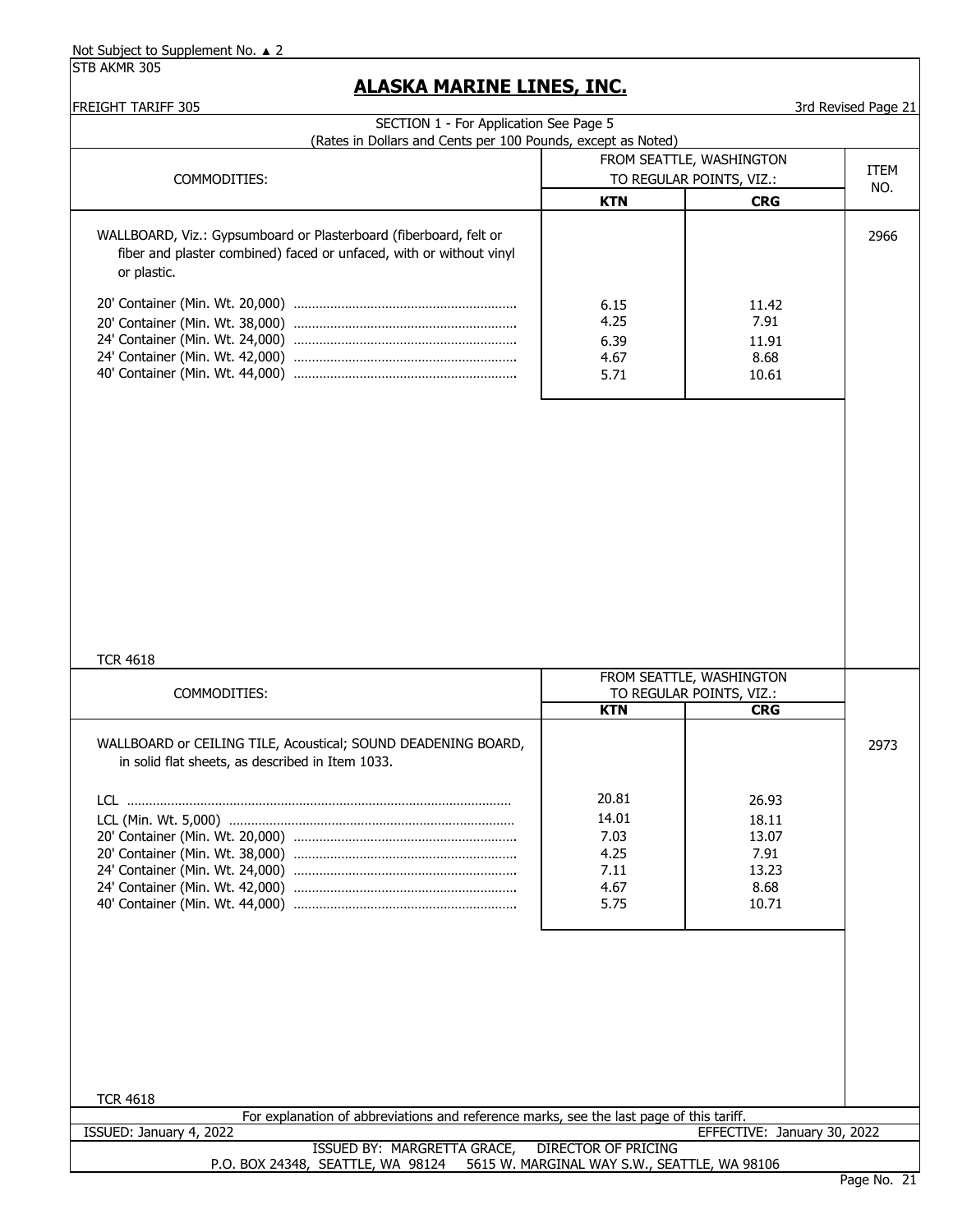Not Subject to Supplement No. ▲ 2

STB AKMR 305

# ALASKA MARINE LINES, INC.

FREIGHT TARIFF 305

3rd Revised Page 21

SECTION 1 - For Application See Page 5

(Rates in Dollars and Cents per 100 Pounds, except as Noted)

| COMMODITIES: | FROM SEATTLE, WASHINGTON TO REGULAR POINTS, VIZ.: | | ITEM NO. |
|---|---|---|---|
| | **KTN** | **CRG** | |
| WALLBOARD, Viz.: Gypsumboard or Plasterboard (fiberboard, felt or fiber and plaster combined) faced or unfaced, with or without vinyl or plastic. | | | 2966 |
| 20' Container (Min. Wt. 20,000) | 6.15 | 11.42 | |
| 20' Container (Min. Wt. 38,000) | 4.25 | 7.91 | |
| 24' Container (Min. Wt. 24,000) | 6.39 | 11.91 | |
| 24' Container (Min. Wt. 42,000) | 4.67 | 8.68 | |
| 40' Container (Min. Wt. 44,000) | 5.71 | 10.61 | |

TCR 4618

| COMMODITIES: | FROM SEATTLE, WASHINGTON TO REGULAR POINTS, VIZ.: | | ITEM NO. |
|---|---|---|---|
| | **KTN** | **CRG** | |
| WALLBOARD or CEILING TILE, Acoustical; SOUND DEADENING BOARD, in solid flat sheets, as described in Item 1033. | | | 2973 |
| LCL | 20.81 | 26.93 | |
| LCL (Min. Wt. 5,000) | 14.01 | 18.11 | |
| 20' Container (Min. Wt. 20,000) | 7.03 | 13.07 | |
| 20' Container (Min. Wt. 38,000) | 4.25 | 7.91 | |
| 24' Container (Min. Wt. 24,000) | 7.11 | 13.23 | |
| 24' Container (Min. Wt. 42,000) | 4.67 | 8.68 | |
| 40' Container (Min. Wt. 44,000) | 5.75 | 10.71 | |

TCR 4618

For explanation of abbreviations and reference marks, see the last page of this tariff.

ISSUED: January 4, 2022 EFFECTIVE: January 30, 2022

ISSUED BY: MARGRETTA GRACE, DIRECTOR OF PRICING

P.O. BOX 24348, SEATTLE, WA 98124 5615 W. MARGINAL WAY S.W., SEATTLE, WA 98106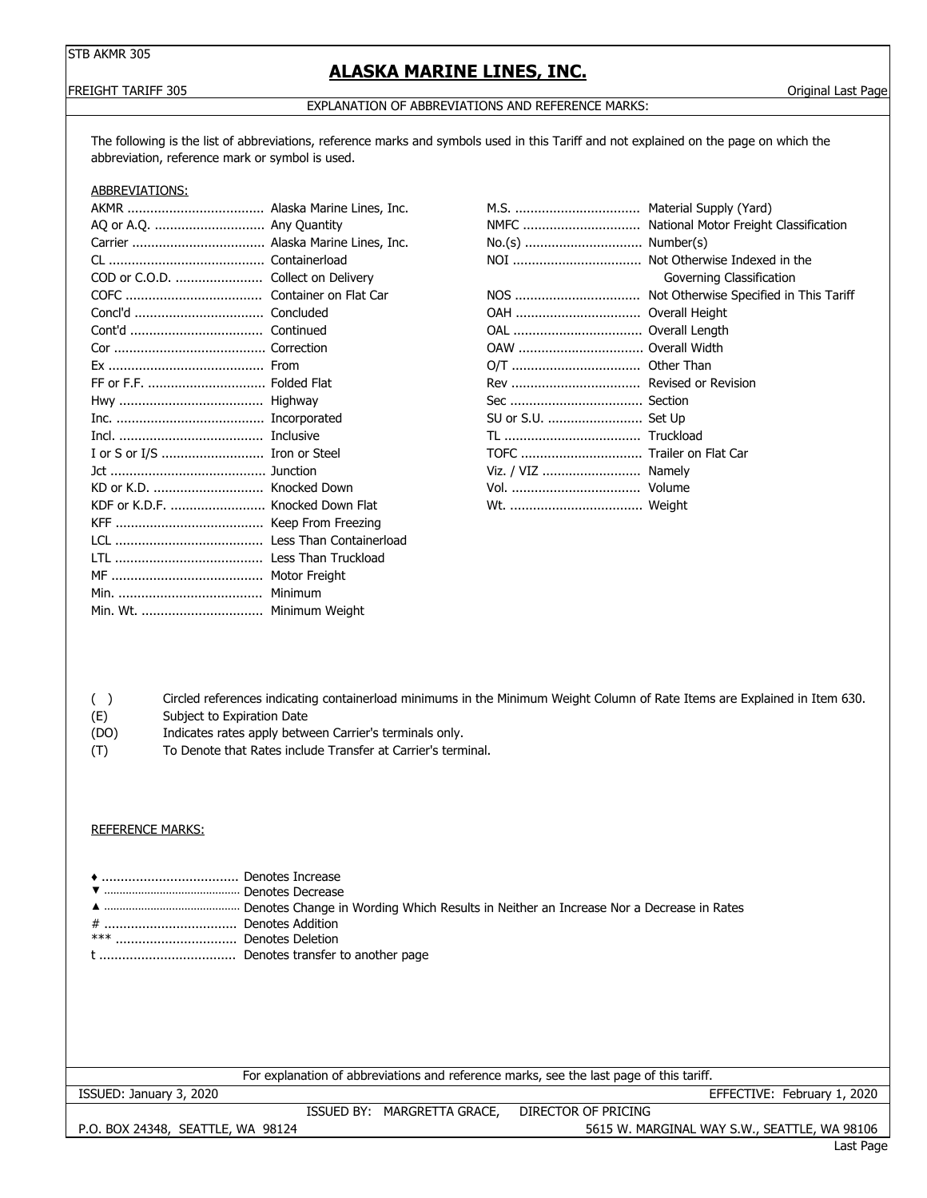EXPLANATION OF ABBREVIATIONS AND REFERENCE MARKS:

The following is the list of abbreviations, reference marks and symbols used in this Tariff and not explained on the page on which the abbreviation, reference mark or symbol is used.

ABBREVIATIONS:

AKMR .................................... Alaska Marine Lines, Inc.
AQ or A.Q. ............................. Any Quantity
Carrier ................................... Alaska Marine Lines, Inc.
CL ......................................... Containerload
COD or C.O.D. ....................... Collect on Delivery
COFC .................................... Container on Flat Car
Concl'd .................................. Concluded
Cont'd ................................... Continued
Cor ........................................ Correction
Ex .......................................... From
FF or F.F. ............................... Folded Flat
Hwy ...................................... Highway
Inc. ........................................ Incorporated
Incl. ...................................... Inclusive
I or S or I/S ........................... Iron or Steel
Jct ......................................... Junction
KD or K.D. ............................. Knocked Down
KDF or K.D.F. ......................... Knocked Down Flat
KFF ....................................... Keep From Freezing
LCL ....................................... Less Than Containerload
LTL ....................................... Less Than Truckload
MF ........................................ Motor Freight
Min. ...................................... Minimum
Min. Wt. ................................ Minimum Weight

M.S. ................................ Material Supply (Yard)
NMFC .............................. National Motor Freight Classification
No.(s) .............................. Number(s)
NOI ................................. Not Otherwise Indexed in the Governing Classification
NOS ................................. Not Otherwise Specified in This Tariff
OAH ................................ Overall Height
OAL ................................. Overall Length
OAW ................................ Overall Width
O/T .................................. Other Than
Rev .................................. Revised or Revision
Sec ................................... Section
SU or S.U. ......................... Set Up
TL .................................... Truckload
TOFC ................................ Trailer on Flat Car
Viz. / VIZ .......................... Namely
Vol. .................................. Volume
Wt. ................................... Weight

( ) Circled references indicating containerload minimums in the Minimum Weight Column of Rate Items are Explained in Item 630.
(E) Subject to Expiration Date
(DO) Indicates rates apply between Carrier's terminals only.
(T) To Denote that Rates include Transfer at Carrier's terminal.

REFERENCE MARKS:

♦ .................................... Denotes Increase
▼ .................................... Denotes Decrease
▲ .................................... Denotes Change in Wording Which Results in Neither an Increase Nor a Decrease in Rates
# .................................... Denotes Addition
*** ................................ Denotes Deletion
t .................................... Denotes transfer to another page

For explanation of abbreviations and reference marks, see the last page of this tariff.

ISSUED: January 3, 2020 | EFFECTIVE: February 1, 2020

ISSUED BY: MARGRETTA GRACE, DIRECTOR OF PRICING

P.O. BOX 24348, SEATTLE, WA 98124 | 5615 W. MARGINAL WAY S.W., SEATTLE, WA 98106